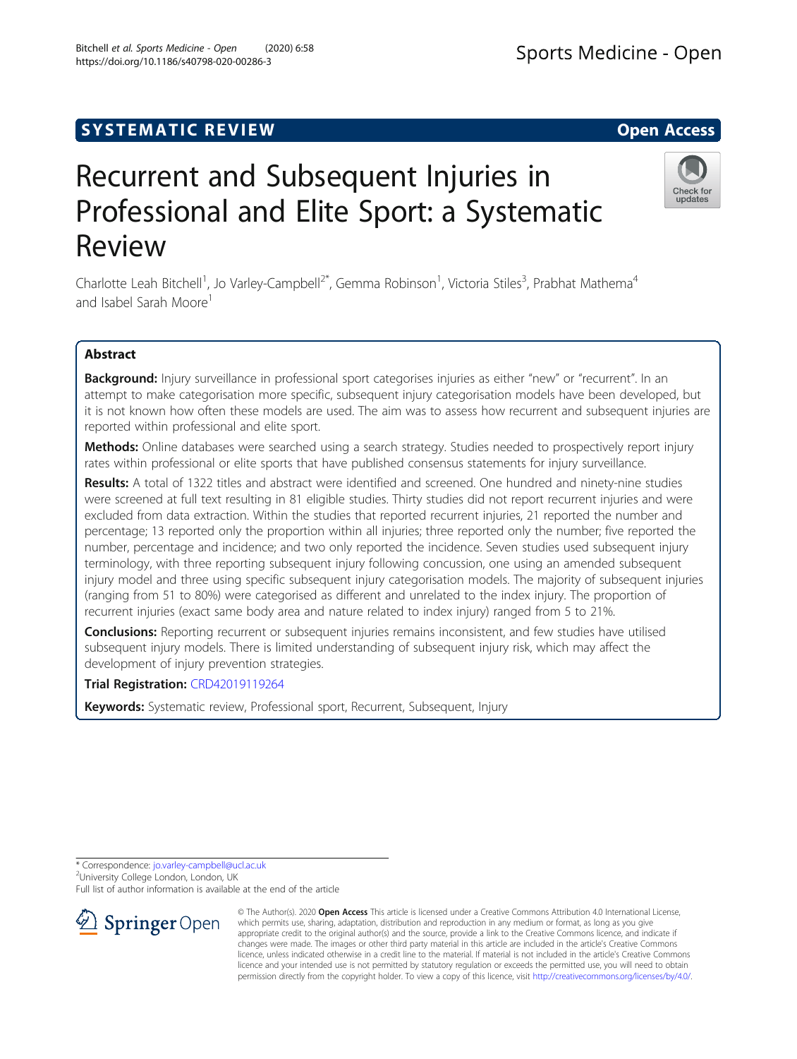SYSTEMATIC REVIEW

Open Access

# Recurrent and Subsequent Injuries in Professional and Elite Sport: a Systematic Review

Charlotte Leah Bitchell[1], Jo Varley-Campbell[2*], Gemma Robinson[1], Victoria Stiles[3], Prabhat Mathema[4] and Isabel Sarah Moore[1]

## Abstract

**Background:** Injury surveillance in professional sport categorises injuries as either "new" or "recurrent". In an attempt to make categorisation more specific, subsequent injury categorisation models have been developed, but it is not known how often these models are used. The aim was to assess how recurrent and subsequent injuries are reported within professional and elite sport.

**Methods:** Online databases were searched using a search strategy. Studies needed to prospectively report injury rates within professional or elite sports that have published consensus statements for injury surveillance.

**Results:** A total of 1322 titles and abstract were identified and screened. One hundred and ninety-nine studies were screened at full text resulting in 81 eligible studies. Thirty studies did not report recurrent injuries and were excluded from data extraction. Within the studies that reported recurrent injuries, 21 reported the number and percentage; 13 reported only the proportion within all injuries; three reported only the number; five reported the number, percentage and incidence; and two only reported the incidence. Seven studies used subsequent injury terminology, with three reporting subsequent injury following concussion, one using an amended subsequent injury model and three using specific subsequent injury categorisation models. The majority of subsequent injuries (ranging from 51 to 80%) were categorised as different and unrelated to the index injury. The proportion of recurrent injuries (exact same body area and nature related to index injury) ranged from 5 to 21%.

**Conclusions:** Reporting recurrent or subsequent injuries remains inconsistent, and few studies have utilised subsequent injury models. There is limited understanding of subsequent injury risk, which may affect the development of injury prevention strategies.

**Trial Registration:** CRD42019119264

**Keywords:** Systematic review, Professional sport, Recurrent, Subsequent, Injury

---

* Correspondence: jo.varley-campbell@ucl.ac.uk
[2]University College London, London, UK
Full list of author information is available at the end of the article

© The Author(s). 2020 **Open Access** This article is licensed under a Creative Commons Attribution 4.0 International License, which permits use, sharing, adaptation, distribution and reproduction in any medium or format, as long as you give appropriate credit to the original author(s) and the source, provide a link to the Creative Commons licence, and indicate if changes were made. The images or other third party material in this article are included in the article's Creative Commons licence, unless indicated otherwise in a credit line to the material. If material is not included in the article's Creative Commons licence and your intended use is not permitted by statutory regulation or exceeds the permitted use, you will need to obtain permission directly from the copyright holder. To view a copy of this licence, visit http://creativecommons.org/licenses/by/4.0/.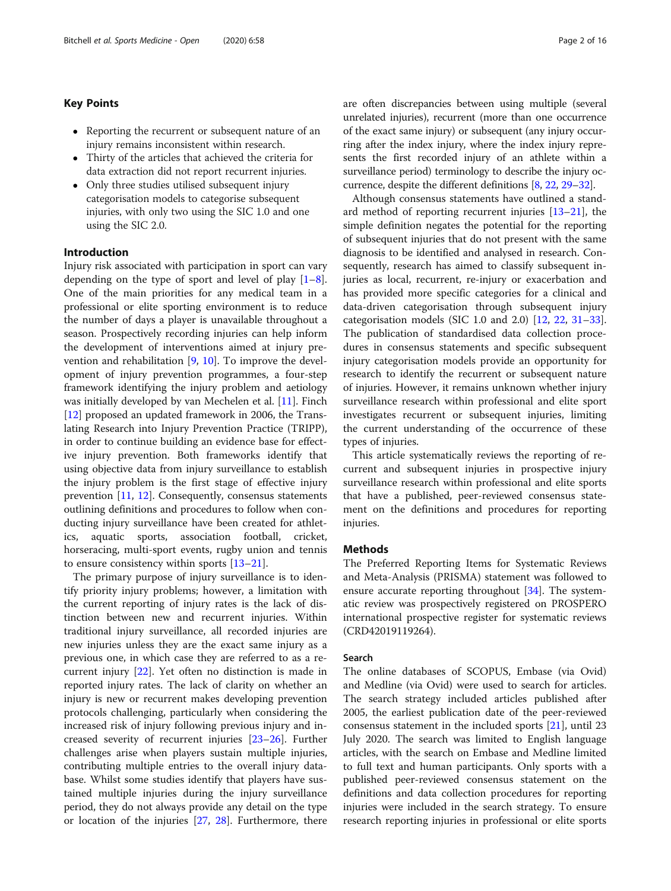## Key Points

- Reporting the recurrent or subsequent nature of an injury remains inconsistent within research.
- Thirty of the articles that achieved the criteria for data extraction did not report recurrent injuries.
- Only three studies utilised subsequent injury categorisation models to categorise subsequent injuries, with only two using the SIC 1.0 and one using the SIC 2.0.

## Introduction

Injury risk associated with participation in sport can vary depending on the type of sport and level of play [1–8]. One of the main priorities for any medical team in a professional or elite sporting environment is to reduce the number of days a player is unavailable throughout a season. Prospectively recording injuries can help inform the development of interventions aimed at injury prevention and rehabilitation [9, 10]. To improve the development of injury prevention programmes, a four-step framework identifying the injury problem and aetiology was initially developed by van Mechelen et al. [11]. Finch [12] proposed an updated framework in 2006, the Translating Research into Injury Prevention Practice (TRIPP), in order to continue building an evidence base for effective injury prevention. Both frameworks identify that using objective data from injury surveillance to establish the injury problem is the first stage of effective injury prevention [11, 12]. Consequently, consensus statements outlining definitions and procedures to follow when conducting injury surveillance have been created for athletics, aquatic sports, association football, cricket, horseracing, multi-sport events, rugby union and tennis to ensure consistency within sports [13–21].

The primary purpose of injury surveillance is to identify priority injury problems; however, a limitation with the current reporting of injury rates is the lack of distinction between new and recurrent injuries. Within traditional injury surveillance, all recorded injuries are new injuries unless they are the exact same injury as a previous one, in which case they are referred to as a recurrent injury [22]. Yet often no distinction is made in reported injury rates. The lack of clarity on whether an injury is new or recurrent makes developing prevention protocols challenging, particularly when considering the increased risk of injury following previous injury and increased severity of recurrent injuries [23–26]. Further challenges arise when players sustain multiple injuries, contributing multiple entries to the overall injury database. Whilst some studies identify that players have sustained multiple injuries during the injury surveillance period, they do not always provide any detail on the type or location of the injuries [27, 28]. Furthermore, there are often discrepancies between using multiple (several unrelated injuries), recurrent (more than one occurrence of the exact same injury) or subsequent (any injury occurring after the index injury, where the index injury represents the first recorded injury of an athlete within a surveillance period) terminology to describe the injury occurrence, despite the different definitions [8, 22, 29–32].

Although consensus statements have outlined a standard method of reporting recurrent injuries [13–21], the simple definition negates the potential for the reporting of subsequent injuries that do not present with the same diagnosis to be identified and analysed in research. Consequently, research has aimed to classify subsequent injuries as local, recurrent, re-injury or exacerbation and has provided more specific categories for a clinical and data-driven categorisation through subsequent injury categorisation models (SIC 1.0 and 2.0) [12, 22, 31–33]. The publication of standardised data collection procedures in consensus statements and specific subsequent injury categorisation models provide an opportunity for research to identify the recurrent or subsequent nature of injuries. However, it remains unknown whether injury surveillance research within professional and elite sport investigates recurrent or subsequent injuries, limiting the current understanding of the occurrence of these types of injuries.

This article systematically reviews the reporting of recurrent and subsequent injuries in prospective injury surveillance research within professional and elite sports that have a published, peer-reviewed consensus statement on the definitions and procedures for reporting injuries.

## Methods

The Preferred Reporting Items for Systematic Reviews and Meta-Analysis (PRISMA) statement was followed to ensure accurate reporting throughout [34]. The systematic review was prospectively registered on PROSPERO international prospective register for systematic reviews (CRD42019119264).

### Search

The online databases of SCOPUS, Embase (via Ovid) and Medline (via Ovid) were used to search for articles. The search strategy included articles published after 2005, the earliest publication date of the peer-reviewed consensus statement in the included sports [21], until 23 July 2020. The search was limited to English language articles, with the search on Embase and Medline limited to full text and human participants. Only sports with a published peer-reviewed consensus statement on the definitions and data collection procedures for reporting injuries were included in the search strategy. To ensure research reporting injuries in professional or elite sports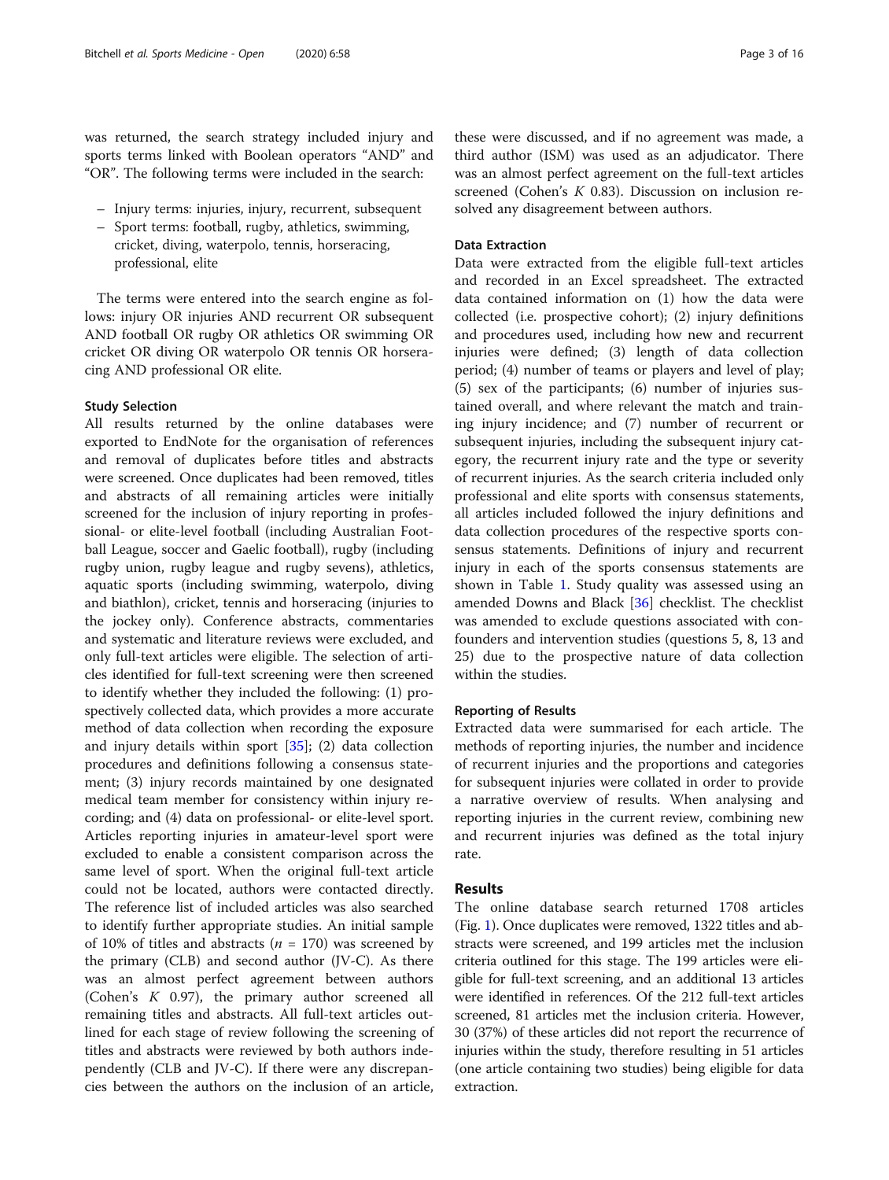was returned, the search strategy included injury and sports terms linked with Boolean operators "AND" and "OR". The following terms were included in the search:

- Injury terms: injuries, injury, recurrent, subsequent
- Sport terms: football, rugby, athletics, swimming, cricket, diving, waterpolo, tennis, horseracing, professional, elite

The terms were entered into the search engine as follows: injury OR injuries AND recurrent OR subsequent AND football OR rugby OR athletics OR swimming OR cricket OR diving OR waterpolo OR tennis OR horseracing AND professional OR elite.

### Study Selection

All results returned by the online databases were exported to EndNote for the organisation of references and removal of duplicates before titles and abstracts were screened. Once duplicates had been removed, titles and abstracts of all remaining articles were initially screened for the inclusion of injury reporting in professional- or elite-level football (including Australian Football League, soccer and Gaelic football), rugby (including rugby union, rugby league and rugby sevens), athletics, aquatic sports (including swimming, waterpolo, diving and biathlon), cricket, tennis and horseracing (injuries to the jockey only). Conference abstracts, commentaries and systematic and literature reviews were excluded, and only full-text articles were eligible. The selection of articles identified for full-text screening were then screened to identify whether they included the following: (1) prospectively collected data, which provides a more accurate method of data collection when recording the exposure and injury details within sport [35]; (2) data collection procedures and definitions following a consensus statement; (3) injury records maintained by one designated medical team member for consistency within injury recording; and (4) data on professional- or elite-level sport. Articles reporting injuries in amateur-level sport were excluded to enable a consistent comparison across the same level of sport. When the original full-text article could not be located, authors were contacted directly. The reference list of included articles was also searched to identify further appropriate studies. An initial sample of 10% of titles and abstracts ($n$ = 170) was screened by the primary (CLB) and second author (JV-C). As there was an almost perfect agreement between authors (Cohen's $K$ 0.97), the primary author screened all remaining titles and abstracts. All full-text articles outlined for each stage of review following the screening of titles and abstracts were reviewed by both authors independently (CLB and JV-C). If there were any discrepancies between the authors on the inclusion of an article, these were discussed, and if no agreement was made, a third author (ISM) was used as an adjudicator. There was an almost perfect agreement on the full-text articles screened (Cohen's $K$ 0.83). Discussion on inclusion resolved any disagreement between authors.

### Data Extraction

Data were extracted from the eligible full-text articles and recorded in an Excel spreadsheet. The extracted data contained information on (1) how the data were collected (i.e. prospective cohort); (2) injury definitions and procedures used, including how new and recurrent injuries were defined; (3) length of data collection period; (4) number of teams or players and level of play; (5) sex of the participants; (6) number of injuries sustained overall, and where relevant the match and training injury incidence; and (7) number of recurrent or subsequent injuries, including the subsequent injury category, the recurrent injury rate and the type or severity of recurrent injuries. As the search criteria included only professional and elite sports with consensus statements, all articles included followed the injury definitions and data collection procedures of the respective sports consensus statements. Definitions of injury and recurrent injury in each of the sports consensus statements are shown in Table 1. Study quality was assessed using an amended Downs and Black [36] checklist. The checklist was amended to exclude questions associated with confounders and intervention studies (questions 5, 8, 13 and 25) due to the prospective nature of data collection within the studies.

### Reporting of Results

Extracted data were summarised for each article. The methods of reporting injuries, the number and incidence of recurrent injuries and the proportions and categories for subsequent injuries were collated in order to provide a narrative overview of results. When analysing and reporting injuries in the current review, combining new and recurrent injuries was defined as the total injury rate.

## Results

The online database search returned 1708 articles (Fig. 1). Once duplicates were removed, 1322 titles and abstracts were screened, and 199 articles met the inclusion criteria outlined for this stage. The 199 articles were eligible for full-text screening, and an additional 13 articles were identified in references. Of the 212 full-text articles screened, 81 articles met the inclusion criteria. However, 30 (37%) of these articles did not report the recurrence of injuries within the study, therefore resulting in 51 articles (one article containing two studies) being eligible for data extraction.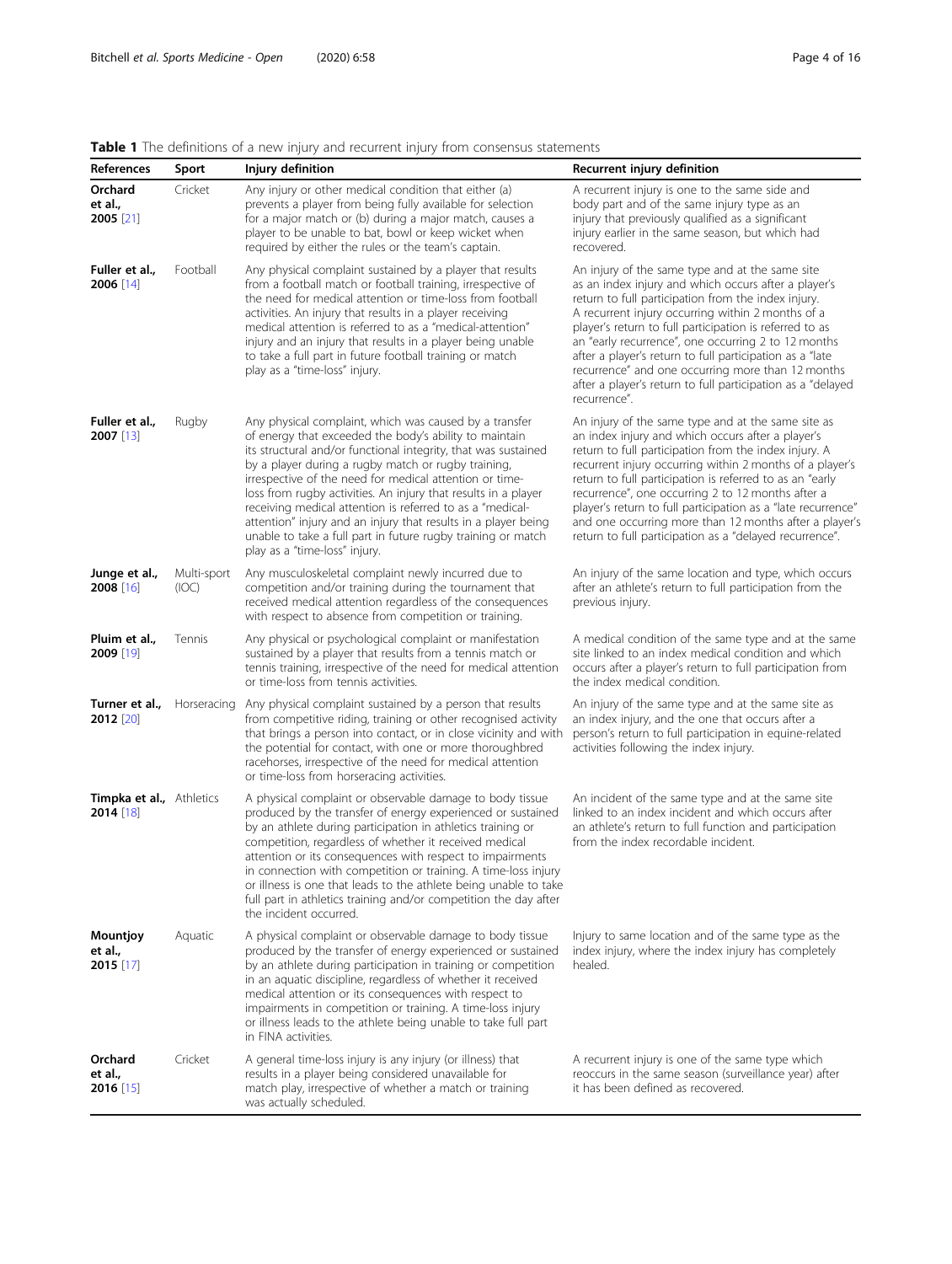**Table 1** The definitions of a new injury and recurrent injury from consensus statements

| References | Sport | Injury definition | Recurrent injury definition |
|---|---|---|---|
| **Orchard et al., 2005** [21] | Cricket | Any injury or other medical condition that either (a) prevents a player from being fully available for selection for a major match or (b) during a major match, causes a player to be unable to bat, bowl or keep wicket when required by either the rules or the team's captain. | A recurrent injury is one to the same side and body part and of the same injury type as an injury that previously qualified as a significant injury earlier in the same season, but which had recovered. |
| **Fuller et al., 2006** [14] | Football | Any physical complaint sustained by a player that results from a football match or football training, irrespective of the need for medical attention or time-loss from football activities. An injury that results in a player receiving medical attention is referred to as a "medical-attention" injury and an injury that results in a player being unable to take a full part in future football training or match play as a "time-loss" injury. | An injury of the same type and at the same site as an index injury and which occurs after a player's return to full participation from the index injury. A recurrent injury occurring within 2 months of a player's return to full participation is referred to as an "early recurrence", one occurring 2 to 12 months after a player's return to full participation as a "late recurrence" and one occurring more than 12 months after a player's return to full participation as a "delayed recurrence". |
| **Fuller et al., 2007** [13] | Rugby | Any physical complaint, which was caused by a transfer of energy that exceeded the body's ability to maintain its structural and/or functional integrity, that was sustained by a player during a rugby match or rugby training, irrespective of the need for medical attention or time-loss from rugby activities. An injury that results in a player receiving medical attention is referred to as a "medical-attention" injury and an injury that results in a player being unable to take a full part in future rugby training or match play as a "time-loss" injury. | An injury of the same type and at the same site as an index injury and which occurs after a player's return to full participation from the index injury. A recurrent injury occurring within 2 months of a player's return to full participation is referred to as an "early recurrence", one occurring 2 to 12 months after a player's return to full participation as a "late recurrence" and one occurring more than 12 months after a player's return to full participation as a "delayed recurrence". |
| **Junge et al., 2008** [16] | Multi-sport (IOC) | Any musculoskeletal complaint newly incurred due to competition and/or training during the tournament that received medical attention regardless of the consequences with respect to absence from competition or training. | An injury of the same location and type, which occurs after an athlete's return to full participation from the previous injury. |
| **Pluim et al., 2009** [19] | Tennis | Any physical or psychological complaint or manifestation sustained by a player that results from a tennis match or tennis training, irrespective of the need for medical attention or time-loss from tennis activities. | A medical condition of the same type and at the same site linked to an index medical condition and which occurs after a player's return to full participation from the index medical condition. |
| **Turner et al., 2012** [20] | Horseracing | Any physical complaint sustained by a person that results from competitive riding, training or other recognised activity that brings a person into contact, or in close vicinity and with the potential for contact, with one or more thoroughbred racehorses, irrespective of the need for medical attention or time-loss from horseracing activities. | An injury of the same type and at the same site as an index injury, and the one that occurs after a person's return to full participation in equine-related activities following the index injury. |
| **Timpka et al., 2014** [18] | Athletics | A physical complaint or observable damage to body tissue produced by the transfer of energy experienced or sustained by an athlete during participation in athletics training or competition, regardless of whether it received medical attention or its consequences with respect to impairments in connection with competition or training. A time-loss injury or illness is one that leads to the athlete being unable to take full part in athletics training and/or competition the day after the incident occurred. | An incident of the same type and at the same site linked to an index incident and which occurs after an athlete's return to full function and participation from the index recordable incident. |
| **Mountjoy et al., 2015** [17] | Aquatic | A physical complaint or observable damage to body tissue produced by the transfer of energy experienced or sustained by an athlete during participation in training or competition in an aquatic discipline, regardless of whether it received medical attention or its consequences with respect to impairments in competition or training. A time-loss injury or illness leads to the athlete being unable to take full part in FINA activities. | Injury to same location and of the same type as the index injury, where the index injury has completely healed. |
| **Orchard et al., 2016** [15] | Cricket | A general time-loss injury is any injury (or illness) that results in a player being considered unavailable for match play, irrespective of whether a match or training was actually scheduled. | A recurrent injury is one of the same type which reoccurs in the same season (surveillance year) after it has been defined as recovered. |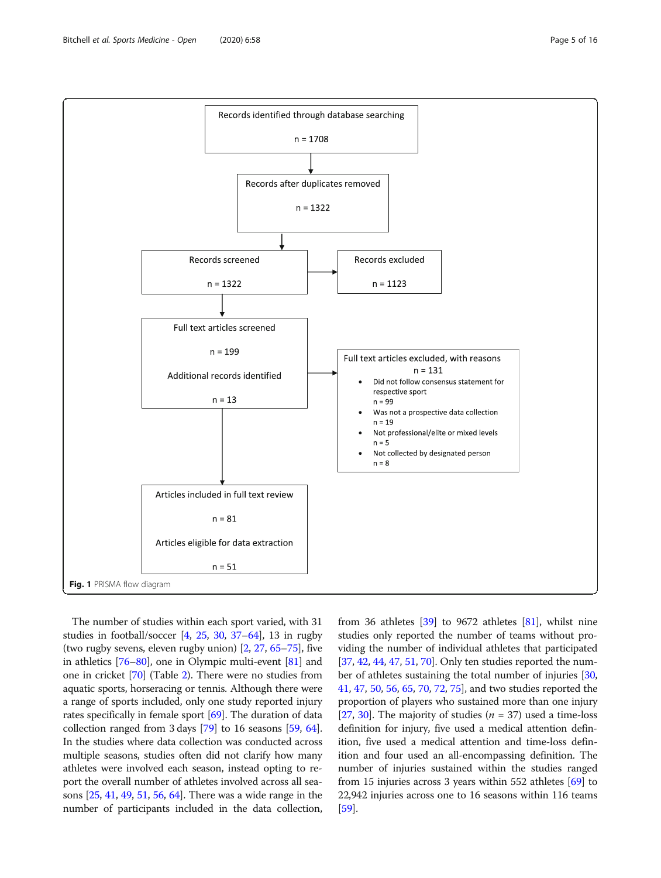Records identified through database searching

n = 1708

Records after duplicates removed

n = 1322

Records screened

n = 1322

Records excluded

n = 1123

Full text articles screened

n = 199

Additional records identified

n = 13

Full text articles excluded, with reasons

n = 131

- Did not follow consensus statement for respective sport
  n = 99
- Was not a prospective data collection
  n = 19
- Not professional/elite or mixed levels
  n = 5
- Not collected by designated person
  n = 8

Articles included in full text review

n = 81

Articles eligible for data extraction

n = 51

**Fig. 1** PRISMA flow diagram

The number of studies within each sport varied, with 31 studies in football/soccer [4, 25, 30, 37–64], 13 in rugby (two rugby sevens, eleven rugby union) [2, 27, 65–75], five in athletics [76–80], one in Olympic multi-event [81] and one in cricket [70] (Table 2). There were no studies from aquatic sports, horseracing or tennis. Although there were a range of sports included, only one study reported injury rates specifically in female sport [69]. The duration of data collection ranged from 3 days [79] to 16 seasons [59, 64]. In the studies where data collection was conducted across multiple seasons, studies often did not clarify how many athletes were involved each season, instead opting to report the overall number of athletes involved across all seasons [25, 41, 49, 51, 56, 64]. There was a wide range in the number of participants included in the data collection, from 36 athletes [39] to 9672 athletes [81], whilst nine studies only reported the number of teams without providing the number of individual athletes that participated [37, 42, 44, 47, 51, 70]. Only ten studies reported the number of athletes sustaining the total number of injuries [30, 41, 47, 50, 56, 65, 70, 72, 75], and two studies reported the proportion of players who sustained more than one injury [27, 30]. The majority of studies ($n$ = 37) used a time-loss definition for injury, five used a medical attention definition, five used a medical attention and time-loss definition and four used an all-encompassing definition. The number of injuries sustained within the studies ranged from 15 injuries across 3 years within 552 athletes [69] to 22,942 injuries across one to 16 seasons within 116 teams [59].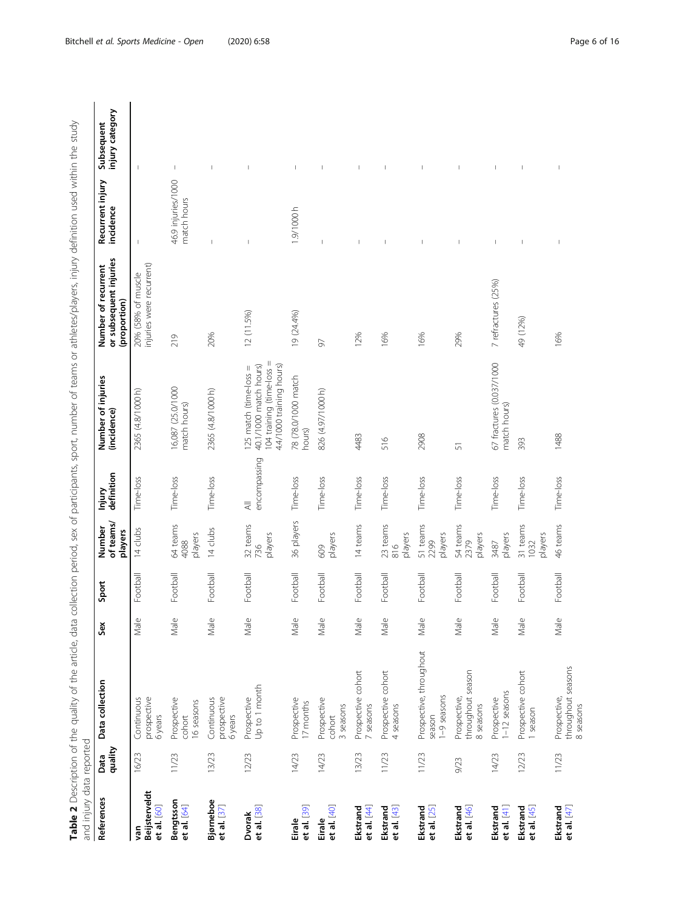**Table 2** Description of the quality of the article, data collection period, sex of participants, sport, number of teams or athletes/players, injury definition used within the study and injury data reported

| References | Data quality | Data collection | Sex | Sport | Number of teams/ players | Injury definition | Number of injuries (incidence) | Number of recurrent or subsequent injuries (proportion) | Recurrent injury incidence | Subsequent injury category |
|---|---|---|---|---|---|---|---|---|---|---|
| van Beijsterveldt et al. [60] | 16/23 | Continuous prospective 6 years | Male | Football | 14 clubs | Time-loss | 2365 (4.8/1000 h) | 20% (58% of muscle injuries were recurrent) | – | – |
| Bengtsson et al. [64] | 11/23 | Prospective cohort 16 seasons | Male | Football | 64 teams 4088 players | Time-loss | 16,087 (25.0/1000 match hours) | 219 | 46.9 injuries/1000 match hours | – |
| Bjørneboe et al. [37] | 13/23 | Continuous prospective 6 years | Male | Football | 14 clubs | Time-loss | 2365 (4.8/1000 h) | 20% | – | – |
| Dvorak et al. [38] | 12/23 | Prospective Up to 1 month | Male | Football | 32 teams 736 players | All encompassing | 125 match (time-loss = 40.1/1000 match hours) 104 training (time-loss = 4.4/1000 training hours) | 12 (11.5%) | – | – |
| Eirale et al. [39] | 14/23 | Prospective 17 months | Male | Football | 36 players | Time-loss | 78 (78.0/1000 match hours) | 19 (24.4%) | 1.9/1000 h | – |
| Eirale et al. [40] | 14/23 | Prospective cohort 3 seasons | Male | Football | 609 players | Time-loss | 826 (4.97/1000 h) | 97 | – | – |
| Ekstrand et al. [44] | 13/23 | Prospective cohort 7 seasons | Male | Football | 14 teams | Time-loss | 4483 | 12% | – | – |
| Ekstrand et al. [43] | 11/23 | Prospective cohort 4 seasons | Male | Football | 23 teams 816 players | Time-loss | 516 | 16% | – | – |
| Ekstrand et al. [25] | 11/23 | Prospective, throughout season 1–9 seasons | Male | Football | 51 teams 2299 players | Time-loss | 2908 | 16% | – | – |
| Ekstrand et al. [46] | 9/23 | Prospective, throughout season 8 seasons | Male | Football | 54 teams 2379 players | Time-loss | 51 | 29% | – | – |
| Ekstrand et al. [41] | 14/23 | Prospective 1–12 seasons | Male | Football | 3487 players | Time-loss | 67 fractures (0.037/1000 match hours) | 7 refractures (25%) | – | – |
| Ekstrand et al. [45] | 12/23 | Prospective cohort 1 season | Male | Football | 31 teams 1032 players | Time-loss | 393 | 49 (12%) | – | – |
| Ekstrand et al. [47] | 11/23 | Prospective, throughout seasons 8 seasons | Male | Football | 46 teams | Time-loss | 1488 | 16% | – | – |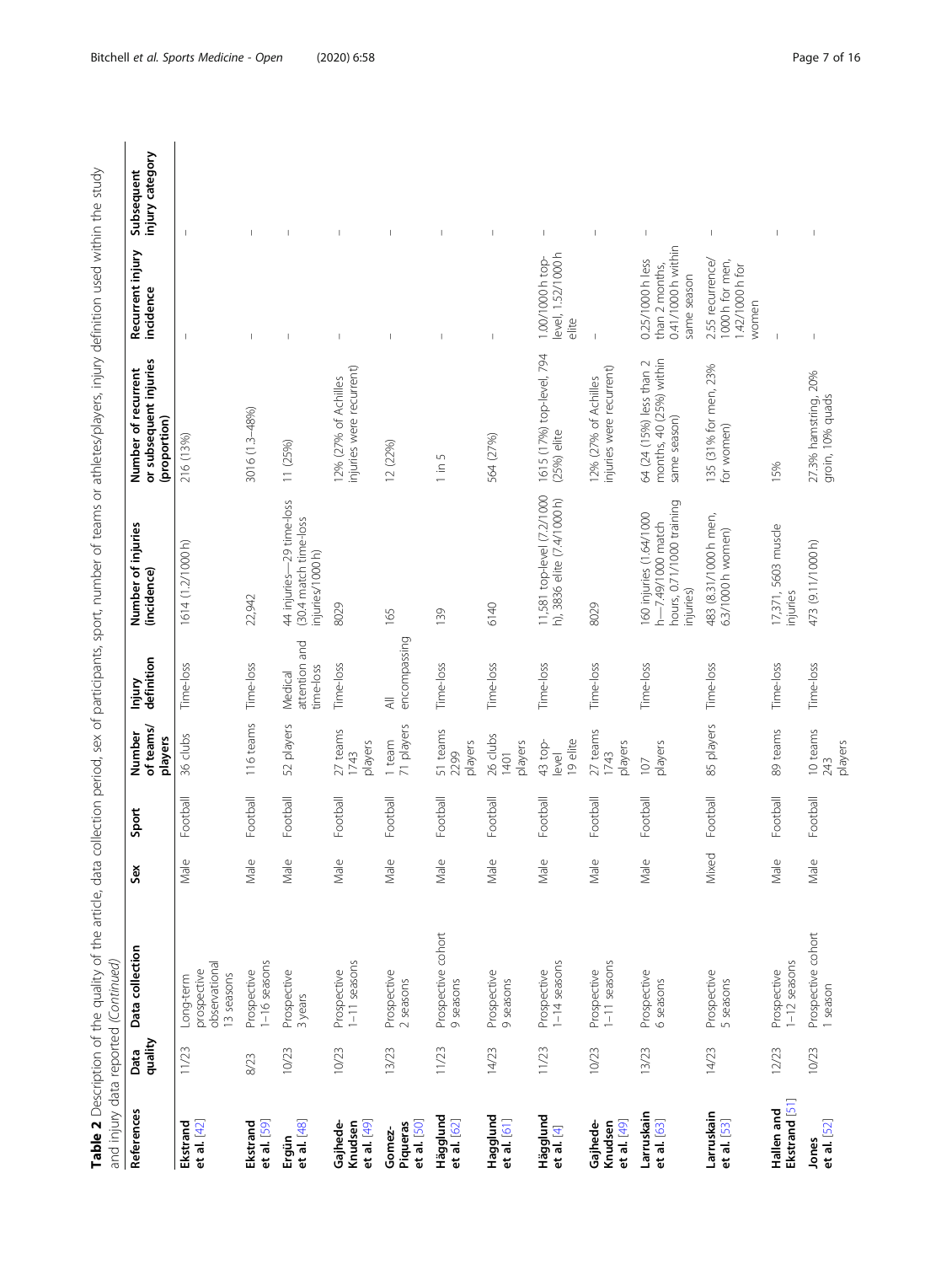**Table 2** Description of the quality of the article, data collection period, sex of participants, sport, number of teams or athletes/players, injury definition used within the study and injury data reported *(Continued)*

| References | Data quality | Data collection | Sex | Sport | Number of teams/players | Injury definition | Number of injuries (incidence) | Number of recurrent or subsequent injuries (proportion) | Recurrent injury incidence | Subsequent injury category |
|---|---|---|---|---|---|---|---|---|---|---|
| **Ekstrand et al.** [42] | 11/23 | Long-term prospective observational 13 seasons | Male | Football | 36 clubs | Time-loss | 1614 (1.2/1000 h) | 216 (13%) | – | – |
| **Ekstrand et al.** [59] | 8/23 | Prospective 1–16 seasons | Male | Football | 116 teams | Time-loss | 22,942 | 3016 (1.3–48%) | – | – |
| **Ergün et al.** [48] | 10/23 | Prospective 3 years | Male | Football | 52 players | Medical attention and time-loss | 44 injuries—29 time-loss (30.4 match time-loss injuries/1000 h) | 11 (25%) | – | – |
| **Gajhede-Knudsen et al.** [49] | 10/23 | Prospective 1–11 seasons | Male | Football | 27 teams 1743 players | Time-loss | 8029 | 12% (27% of Achilles injuries were recurrent) | – | – |
| **Gomez-Piqueras et al.** [50] | 13/23 | Prospective 2 seasons | Male | Football | 1 team 71 players | All encompassing | 165 | 12 (22%) | – | – |
| **Hägglund et al.** [62] | 11/23 | Prospective cohort 9 seasons | Male | Football | 51 teams 2299 players | Time-loss | 139 | 1 in 5 | – | – |
| **Hagglund et al.** [61] | 14/23 | Prospective 9 seasons | Male | Football | 26 clubs 1401 players | Time-loss | 6140 | 564 (27%) | – | – |
| **Hägglund et al.** [4] | 11/23 | Prospective 1–14 seasons | Male | Football | 43 top-level 19 elite | Time-loss | 11,581 top-level (7.2/1000 h), 3836 elite (7.4/1000 h) | 1615 (17%) top-level, 794 (25%) elite | 1.00/1000 h top-level, 1.52/1000 h elite | – |
| **Gajhede-Knudsen et al.** [49] | 10/23 | Prospective 1–11 seasons | Male | Football | 27 teams 1743 players | Time-loss | 8029 | 12% (27% of Achilles injuries were recurrent) | – | – |
| **Larruskain et al.** [63] | 13/23 | Prospective 6 seasons | Male | Football | 107 players | Time-loss | 160 injuries (1.64/1000 h—7.49/1000 match hours, 0.71/1000 training injuries) | 64 (24 (15%) less than 2 months, 40 (25%) within same season) | 0.25/1000 h less than 2 months, 0.41/1000 h within same season | – |
| **Larruskain et al.** [53] | 14/23 | Prospective 5 seasons | Mixed | Football | 85 players | Time-loss | 483 (8.31/1000 h men, 6.3/1000 h women) | 135 (31% for men, 23% for women) | 2.55 recurrence/1000 h for men, 1.42/1000 h for women | – |
| **Hallen and Ekstrand** [51] | 12/23 | Prospective 1–12 seasons | Male | Football | 89 teams | Time-loss | 17,371, 5603 muscle injuries | 15% | – | – |
| **Jones et al.** [52] | 10/23 | Prospective cohort 1 season | Male | Football | 10 teams 243 players | Time-loss | 473 (9.11/1000 h) | 27.3% hamstring, 20% groin, 10% quads | – | – |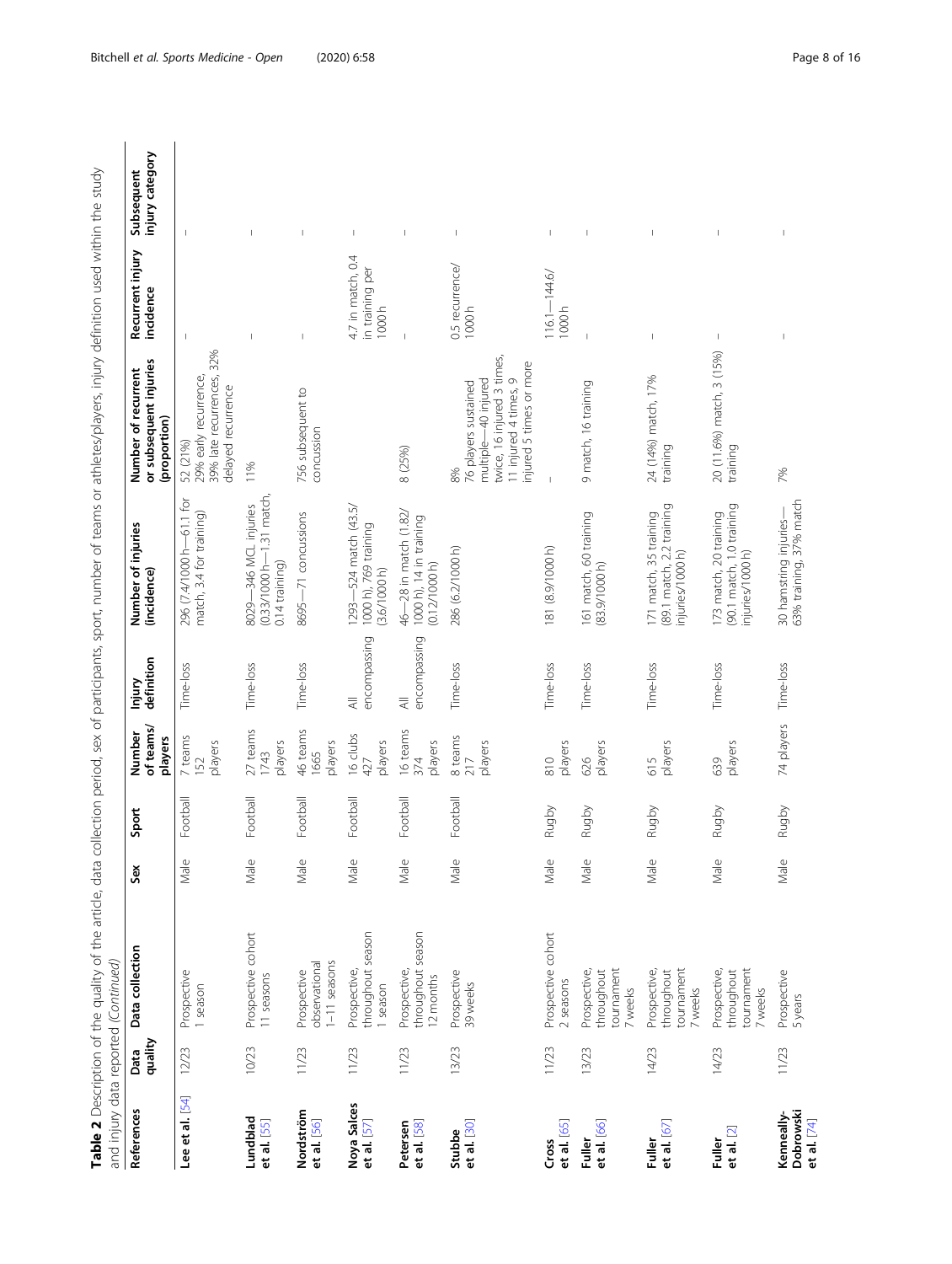**Table 2** Description of the quality of the article, data collection period, sex of participants, sport, number of teams or athletes/players, injury definition used within the study and injury data reported *(Continued)*

| References | Data quality | Data collection | Sex | Sport | Number of teams/ players | Injury definition | Number of injuries (incidence) | Number of recurrent or subsequent injuries (proportion) | Recurrent injury incidence | Subsequent injury category |
|---|---|---|---|---|---|---|---|---|---|---|
| **Lee et al. [54]** | 12/23 | Prospective 1 season | Male | Football | 7 teams 152 players | Time-loss | 296 (7.4/1000 h—61.1 for match, 3.4 for training) | 52 (21%) 29% early recurrence, 39% late recurrences, 32% delayed recurrence | – | – |
| **Lundblad et al. [55]** | 10/23 | Prospective cohort 11 seasons | Male | Football | 27 teams 1743 players | Time-loss | 8029—346 MCL injuries (0.33/1000 h—1.31 match, 0.14 training) | 11% | – | – |
| **Nordström et al. [56]** | 11/23 | Prospective observational 1–11 seasons | Male | Football | 46 teams 1665 players | Time-loss | 8695—71 concussions | 756 subsequent to concussion | – | – |
| **Noya Salces et al. [57]** | 11/23 | Prospective, throughout season 1 season | Male | Football | 16 clubs 427 players | All encompassing | 1293—524 match (43.5/1000 h), 769 training (3.6/1000 h) | | 4.7 in match, 0.4 in training per 1000 h | – |
| **Petersen et al. [58]** | 11/23 | Prospective, throughout season 12 months | Male | Football | 16 teams 374 players | All encompassing | 46—28 in match (1.82/1000 h), 14 in training (0.12/1000 h) | 8 (25%) | – | – |
| **Stubbe et al. [30]** | 13/23 | Prospective 39 weeks | Male | Football | 8 teams 217 players | Time-loss | 286 (6.2/1000 h) | 8% 76 players sustained multiple—40 injured twice, 16 injured 3 times, 11 injured 4 times, 9 injured 5 times or more | 0.5 recurrence/1000 h | – |
| **Cross et al. [65]** | 11/23 | Prospective cohort 2 seasons | Male | Rugby | 810 players | Time-loss | 181 (8.9/1000 h) | – | 116.1—144.6/1000 h | – |
| **Fuller et al. [66]** | 13/23 | Prospective, throughout tournament 7 weeks | Male | Rugby | 626 players | Time-loss | 161 match, 60 training (83.9/1000 h) | 9 match, 16 training | – | – |
| **Fuller et al. [67]** | 14/23 | Prospective, throughout tournament 7 weeks | Male | Rugby | 615 players | Time-loss | 171 match, 35 training (89.1 match, 2.2 training injuries/1000 h) | 24 (14%) match, 17% training | – | – |
| **Fuller et al. [2]** | 14/23 | Prospective, throughout tournament 7 weeks | Male | Rugby | 639 players | Time-loss | 173 match, 20 training (90.1 match, 1.0 training injuries/1000 h) | 20 (11.6%) match, 3 (15%) training | – | – |
| **Kenneally-Dobrowski et al. [74]** | 11/23 | Prospective 5 years | Male | Rugby | 74 players | Time-loss | 30 hamstring injuries—63% training, 37% match | 7% | – | – |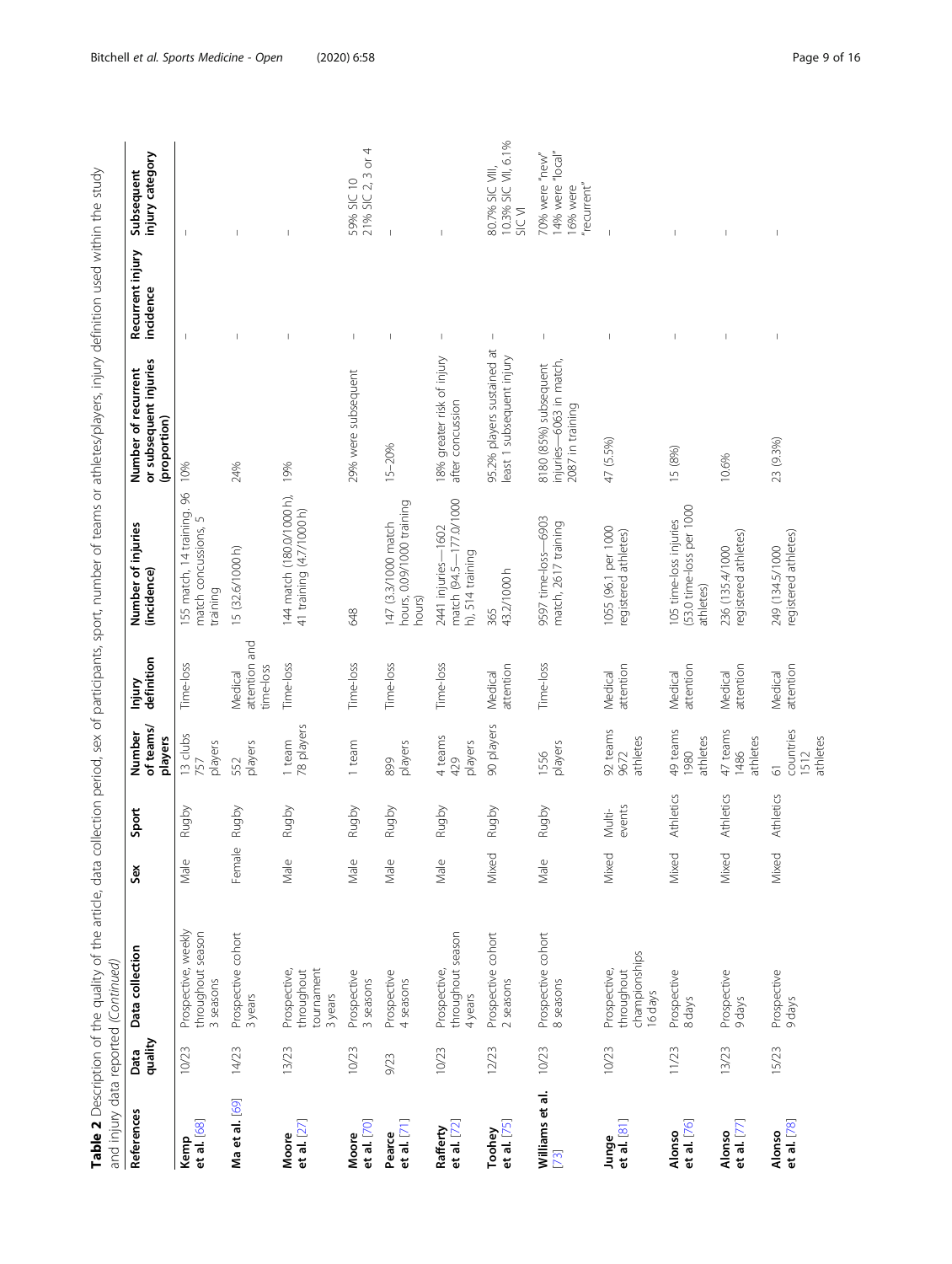**Table 2** Description of the quality of the article, data collection period, sex of participants, sport, number of teams or athletes/players, injury definition used within the study and injury data reported *(Continued)*

| References | Data quality | Data collection | Sex | Sport | Number of teams/ players | Injury definition | Number of injuries (incidence) | Number of recurrent or subsequent injuries (proportion) | Recurrent injury incidence | Subsequent injury category |
|---|---|---|---|---|---|---|---|---|---|---|
| **Kemp et al.** [68] | 10/23 | Prospective, weekly throughout season 3 seasons | Male | Rugby | 13 clubs 757 players | Time-loss | 155 match, 14 training. 96 match concussions, 5 training | 10% | – | – |
| **Ma et al.** [69] | 14/23 | Prospective cohort 3 years | Female | Rugby | 552 players | Medical attention and time-loss | 15 (32.6/1000 h) | 24% | – | – |
| **Moore et al.** [27] | 13/23 | Prospective, throughout tournament 3 years | Male | Rugby | 1 team 78 players | Time-loss | 144 match (180.0/1000 h), 41 training (4.7/1000 h) | 19% | – | – |
| **Moore et al.** [70] | 10/23 | Prospective 3 seasons | Male | Rugby | 1 team | Time-loss | 648 | 29% were subsequent | – | 59% SIC 10 21% SIC 2, 3 or 4 |
| **Pearce et al.** [71] | 9/23 | Prospective 4 seasons | Male | Rugby | 899 players | Time-loss | 147 (3.3/1000 match hours, 0.09/1000 training hours) | 15–20% | – | – |
| **Rafferty et al.** [72] | 10/23 | Prospective, throughout season 4 years | Male | Rugby | 4 teams 429 players | Time-loss | 2441 injuries—1602 match (94.5—177.0/1000 h), 514 training | 18% greater risk of injury after concussion | – | – |
| **Toohey et al.** [75] | 12/23 | Prospective cohort 2 seasons | Mixed | Rugby | 90 players | Medical attention | 365 43.2/1000 h | 95.2% players sustained at least 1 subsequent injury | – | 80.7% SIC VIII, 10.3% SIC VII, 6.1% SIC VI |
| **Williams et al.** [73] | 10/23 | Prospective cohort 8 seasons | Male | Rugby | 1556 players | Time-loss | 9597 time-loss—6903 match, 2617 training | 8180 (85%) subsequent injuries—6063 in match, 2087 in training | – | 70% were "new" 14% were "local" 16% were "recurrent" |
| **Junge et al.** [81] | 10/23 | Prospective, throughout championships 16 days | Mixed | Multi-events | 92 teams 9672 athletes | Medical attention | 1055 (96.1 per 1000 registered athletes) | 47 (5.5%) | – | – |
| **Alonso et al.** [76] | 11/23 | Prospective 8 days | Mixed | Athletics | 49 teams 1980 athletes | Medical attention | 105 time-loss injuries (53.0 time-loss per 1000 athletes) | 15 (8%) | – | – |
| **Alonso et al.** [77] | 13/23 | Prospective 9 days | Mixed | Athletics | 47 teams 1486 athletes | Medical attention | 236 (135.4/1000 registered athletes) | 10.6% | – | – |
| **Alonso et al.** [78] | 15/23 | Prospective 9 days | Mixed | Athletics | 61 countries 1512 athletes | Medical attention | 249 (134.5/1000 registered athletes) | 23 (9.3%) | – | – |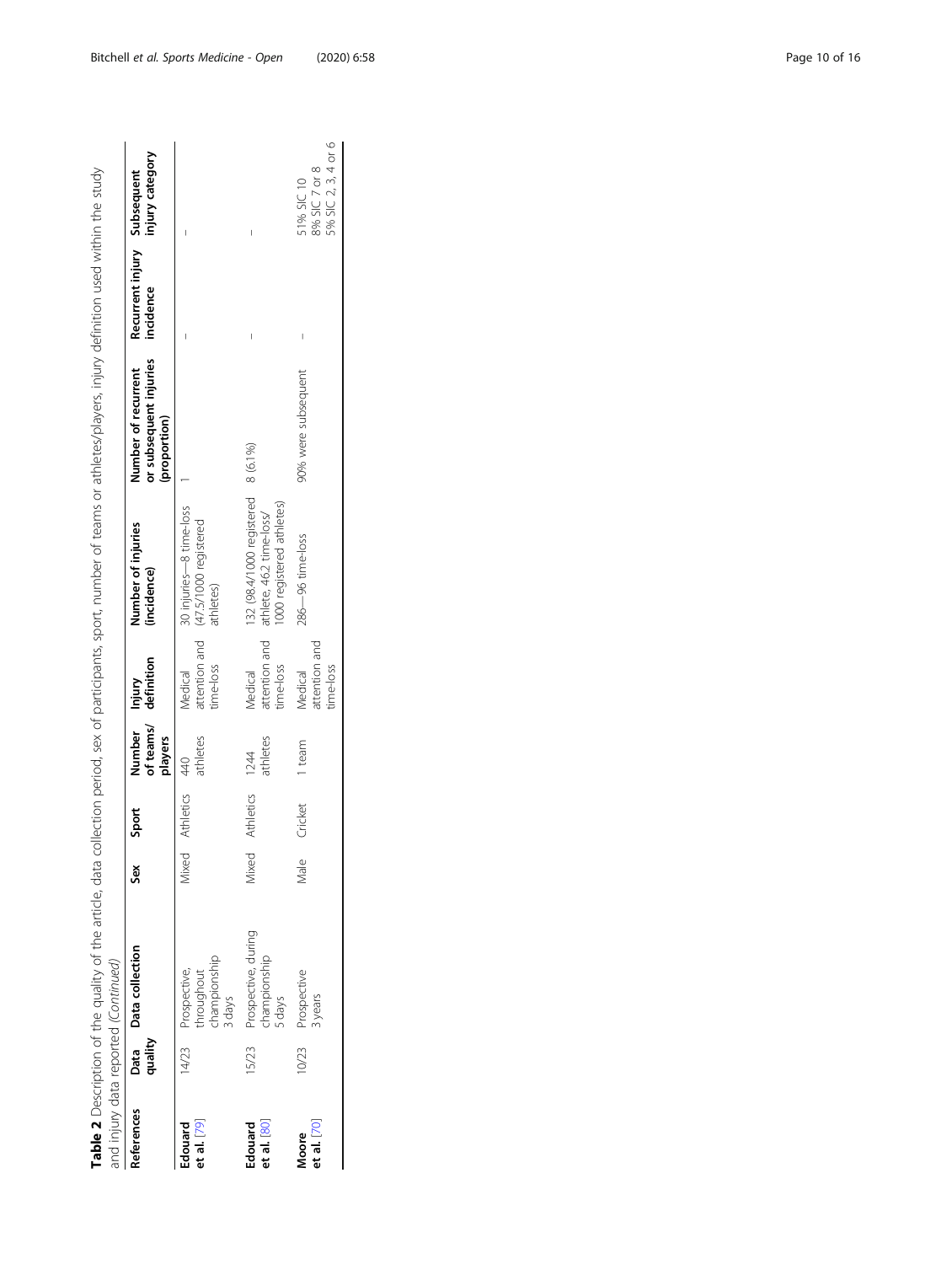**Table 2** Description of the quality of the article, data collection period, sex of participants, sport, number of teams or athletes/players, injury definition used within the study and injury data reported *(Continued)*

| References | Data quality | Data collection | Sex | Sport | Number of teams/ players | Injury definition | Number of injuries (incidence) | Number of recurrent or subsequent injuries (proportion) | Recurrent injury incidence | Subsequent injury category |
|---|---|---|---|---|---|---|---|---|---|---|
| **Edouard et al.** [79] | 14/23 | Prospective, throughout championship 3 days | Mixed | Athletics | 440 athletes | Medical attention and time-loss | 30 injuries—8 time-loss (47.5/1000 registered athletes) | 1 | – | – |
| **Edouard et al.** [80] | 15/23 | Prospective, during championship 5 days | Mixed | Athletics | 1244 athletes | Medical attention and time-loss | 132 (98.4/1000 registered athlete, 46.2 time-loss/ 1000 registered athletes) | 8 (6.1%) | – | – |
| **Moore et al.** [70] | 10/23 | Prospective 3 years | Male | Cricket | 1 team | Medical attention and time-loss | 286—96 time-loss | 90% were subsequent | – | 51% SIC 10<br>8% SIC 7 or 8<br>5% SIC 2, 3, 4 or 6 |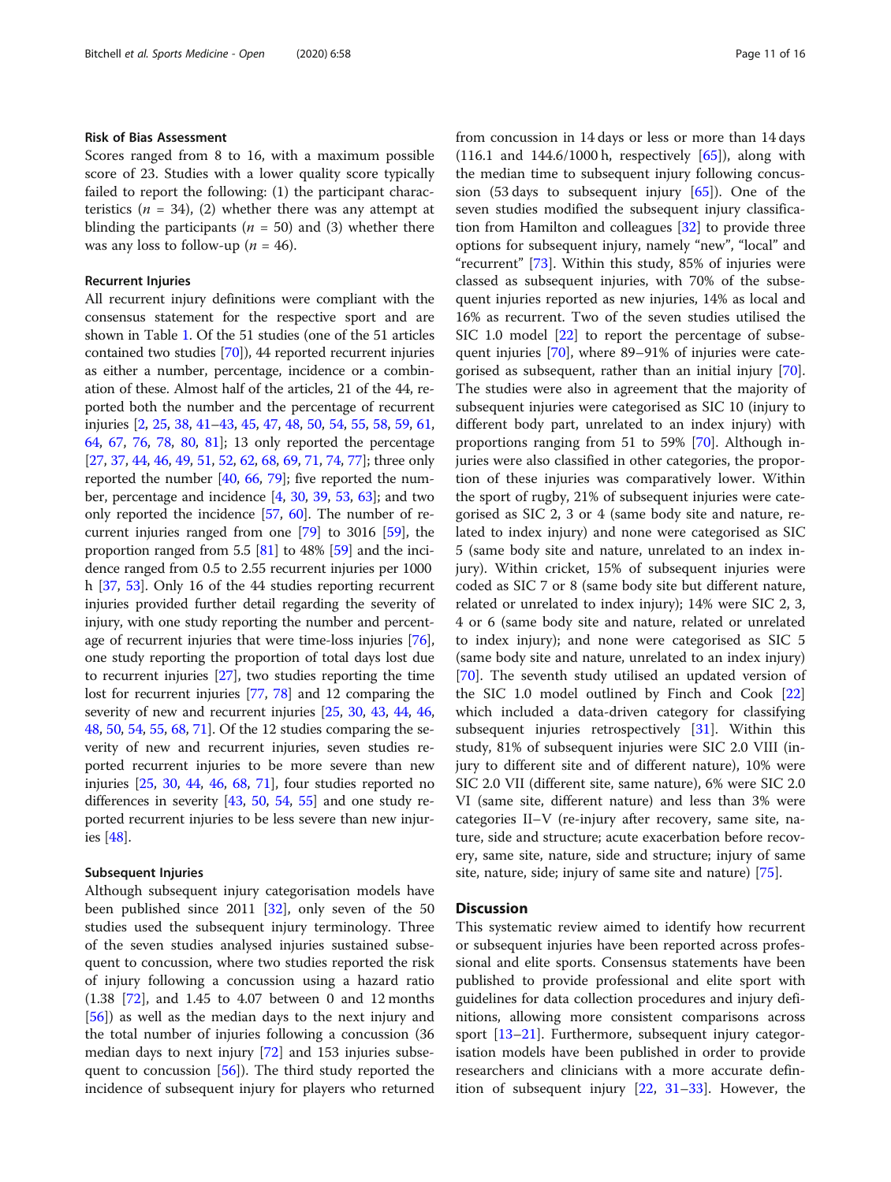### Risk of Bias Assessment

Scores ranged from 8 to 16, with a maximum possible score of 23. Studies with a lower quality score typically failed to report the following: (1) the participant characteristics ($n$ = 34), (2) whether there was any attempt at blinding the participants ($n$ = 50) and (3) whether there was any loss to follow-up ($n$ = 46).

### Recurrent Injuries

All recurrent injury definitions were compliant with the consensus statement for the respective sport and are shown in Table 1. Of the 51 studies (one of the 51 articles contained two studies [70]), 44 reported recurrent injuries as either a number, percentage, incidence or a combination of these. Almost half of the articles, 21 of the 44, reported both the number and the percentage of recurrent injuries [2, 25, 38, 41–43, 45, 47, 48, 50, 54, 55, 58, 59, 61, 64, 67, 76, 78, 80, 81]; 13 only reported the percentage [27, 37, 44, 46, 49, 51, 52, 62, 68, 69, 71, 74, 77]; three only reported the number [40, 66, 79]; five reported the number, percentage and incidence [4, 30, 39, 53, 63]; and two only reported the incidence [57, 60]. The number of recurrent injuries ranged from one [79] to 3016 [59], the proportion ranged from 5.5 [81] to 48% [59] and the incidence ranged from 0.5 to 2.55 recurrent injuries per 1000 h [37, 53]. Only 16 of the 44 studies reporting recurrent injuries provided further detail regarding the severity of injury, with one study reporting the number and percentage of recurrent injuries that were time-loss injuries [76], one study reporting the proportion of total days lost due to recurrent injuries [27], two studies reporting the time lost for recurrent injuries [77, 78] and 12 comparing the severity of new and recurrent injuries [25, 30, 43, 44, 46, 48, 50, 54, 55, 68, 71]. Of the 12 studies comparing the severity of new and recurrent injuries, seven studies reported recurrent injuries to be more severe than new injuries [25, 30, 44, 46, 68, 71], four studies reported no differences in severity [43, 50, 54, 55] and one study reported recurrent injuries to be less severe than new injuries [48].

### Subsequent Injuries

Although subsequent injury categorisation models have been published since 2011 [32], only seven of the 50 studies used the subsequent injury terminology. Three of the seven studies analysed injuries sustained subsequent to concussion, where two studies reported the risk of injury following a concussion using a hazard ratio (1.38 [72], and 1.45 to 4.07 between 0 and 12 months [56]) as well as the median days to the next injury and the total number of injuries following a concussion (36 median days to next injury [72] and 153 injuries subsequent to concussion [56]). The third study reported the incidence of subsequent injury for players who returned from concussion in 14 days or less or more than 14 days (116.1 and 144.6/1000 h, respectively [65]), along with the median time to subsequent injury following concussion (53 days to subsequent injury [65]). One of the seven studies modified the subsequent injury classification from Hamilton and colleagues [32] to provide three options for subsequent injury, namely "new", "local" and "recurrent" [73]. Within this study, 85% of injuries were classed as subsequent injuries, with 70% of the subsequent injuries reported as new injuries, 14% as local and 16% as recurrent. Two of the seven studies utilised the SIC 1.0 model [22] to report the percentage of subsequent injuries [70], where 89–91% of injuries were categorised as subsequent, rather than an initial injury [70]. The studies were also in agreement that the majority of subsequent injuries were categorised as SIC 10 (injury to different body part, unrelated to index injury) with proportions ranging from 51 to 59% [70]. Although injuries were also classified in other categories, the proportion of these injuries was comparatively lower. Within the sport of rugby, 21% of subsequent injuries were categorised as SIC 2, 3 or 4 (same body site and nature, related to index injury) and none were categorised as SIC 5 (same body site and nature, unrelated to an index injury). Within cricket, 15% of subsequent injuries were coded as SIC 7 or 8 (same body site but different nature, related or unrelated to index injury); 14% were SIC 2, 3, 4 or 6 (same body site and nature, related or unrelated to index injury); and none were categorised as SIC 5 (same body site and nature, unrelated to an index injury) [70]. The seventh study utilised an updated version of the SIC 1.0 model outlined by Finch and Cook [22] which included a data-driven category for classifying subsequent injuries retrospectively [31]. Within this study, 81% of subsequent injuries were SIC 2.0 VIII (injury to different site and of different nature), 10% were SIC 2.0 VII (different site, same nature), 6% were SIC 2.0 VI (same site, different nature) and less than 3% were categories II–V (re-injury after recovery, same site, nature, side and structure; acute exacerbation before recovery, same site, nature, side and structure; injury of same site, nature, side; injury of same site and nature) [75].

## Discussion

This systematic review aimed to identify how recurrent or subsequent injuries have been reported across professional and elite sports. Consensus statements have been published to provide professional and elite sport with guidelines for data collection procedures and injury definitions, allowing more consistent comparisons across sport [13–21]. Furthermore, subsequent injury categorisation models have been published in order to provide researchers and clinicians with a more accurate definition of subsequent injury [22, 31–33]. However, the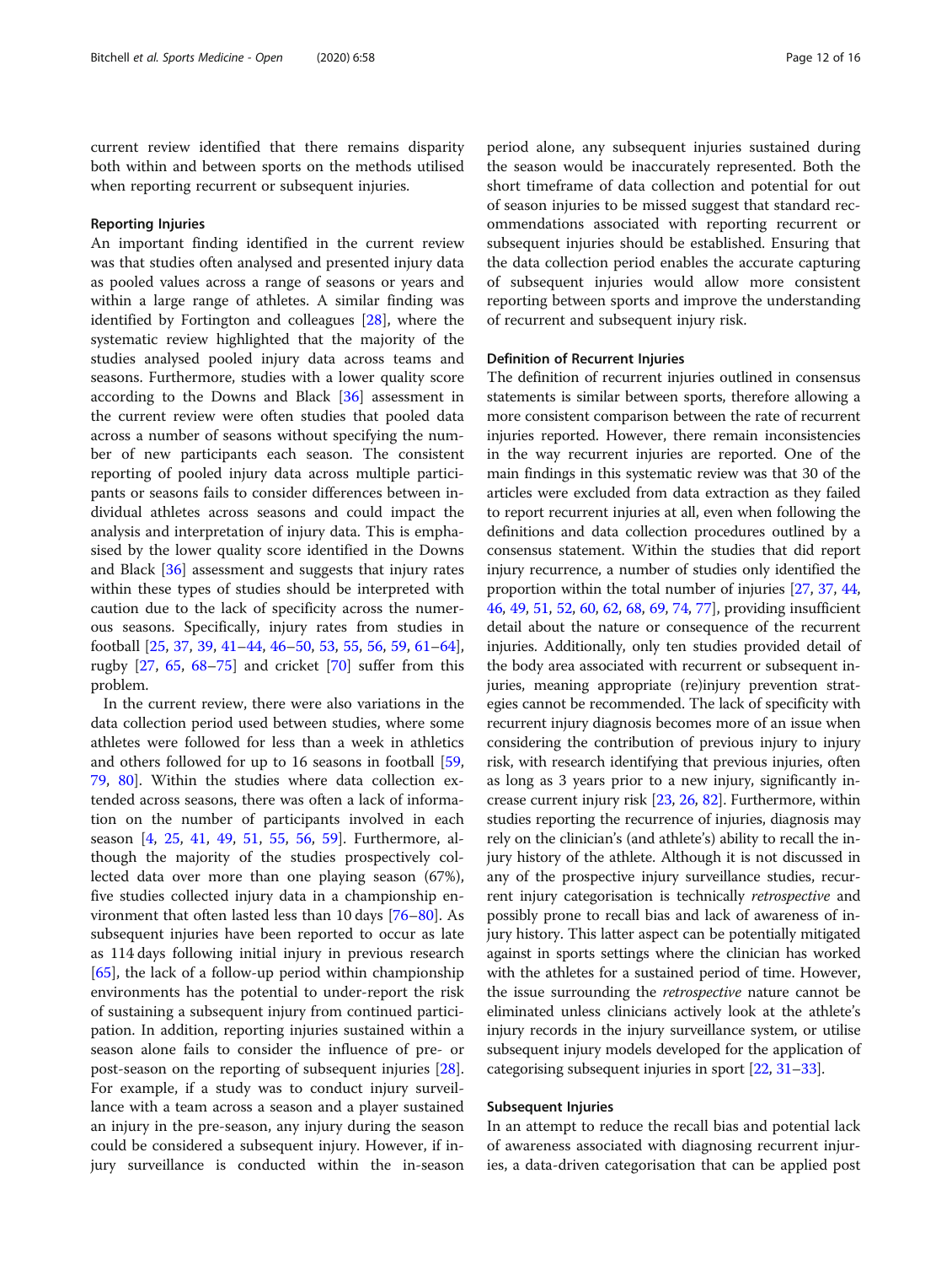current review identified that there remains disparity both within and between sports on the methods utilised when reporting recurrent or subsequent injuries.

### Reporting Injuries

An important finding identified in the current review was that studies often analysed and presented injury data as pooled values across a range of seasons or years and within a large range of athletes. A similar finding was identified by Fortington and colleagues [28], where the systematic review highlighted that the majority of the studies analysed pooled injury data across teams and seasons. Furthermore, studies with a lower quality score according to the Downs and Black [36] assessment in the current review were often studies that pooled data across a number of seasons without specifying the number of new participants each season. The consistent reporting of pooled injury data across multiple participants or seasons fails to consider differences between individual athletes across seasons and could impact the analysis and interpretation of injury data. This is emphasised by the lower quality score identified in the Downs and Black [36] assessment and suggests that injury rates within these types of studies should be interpreted with caution due to the lack of specificity across the numerous seasons. Specifically, injury rates from studies in football [25, 37, 39, 41–44, 46–50, 53, 55, 56, 59, 61–64], rugby [27, 65, 68–75] and cricket [70] suffer from this problem.

In the current review, there were also variations in the data collection period used between studies, where some athletes were followed for less than a week in athletics and others followed for up to 16 seasons in football [59, 79, 80]. Within the studies where data collection extended across seasons, there was often a lack of information on the number of participants involved in each season [4, 25, 41, 49, 51, 55, 56, 59]. Furthermore, although the majority of the studies prospectively collected data over more than one playing season (67%), five studies collected injury data in a championship environment that often lasted less than 10 days [76–80]. As subsequent injuries have been reported to occur as late as 114 days following initial injury in previous research [65], the lack of a follow-up period within championship environments has the potential to under-report the risk of sustaining a subsequent injury from continued participation. In addition, reporting injuries sustained within a season alone fails to consider the influence of pre- or post-season on the reporting of subsequent injuries [28]. For example, if a study was to conduct injury surveillance with a team across a season and a player sustained an injury in the pre-season, any injury during the season could be considered a subsequent injury. However, if injury surveillance is conducted within the in-season period alone, any subsequent injuries sustained during the season would be inaccurately represented. Both the short timeframe of data collection and potential for out of season injuries to be missed suggest that standard recommendations associated with reporting recurrent or subsequent injuries should be established. Ensuring that the data collection period enables the accurate capturing of subsequent injuries would allow more consistent reporting between sports and improve the understanding of recurrent and subsequent injury risk.

### Definition of Recurrent Injuries

The definition of recurrent injuries outlined in consensus statements is similar between sports, therefore allowing a more consistent comparison between the rate of recurrent injuries reported. However, there remain inconsistencies in the way recurrent injuries are reported. One of the main findings in this systematic review was that 30 of the articles were excluded from data extraction as they failed to report recurrent injuries at all, even when following the definitions and data collection procedures outlined by a consensus statement. Within the studies that did report injury recurrence, a number of studies only identified the proportion within the total number of injuries [27, 37, 44, 46, 49, 51, 52, 60, 62, 68, 69, 74, 77], providing insufficient detail about the nature or consequence of the recurrent injuries. Additionally, only ten studies provided detail of the body area associated with recurrent or subsequent injuries, meaning appropriate (re)injury prevention strategies cannot be recommended. The lack of specificity with recurrent injury diagnosis becomes more of an issue when considering the contribution of previous injury to injury risk, with research identifying that previous injuries, often as long as 3 years prior to a new injury, significantly increase current injury risk [23, 26, 82]. Furthermore, within studies reporting the recurrence of injuries, diagnosis may rely on the clinician's (and athlete's) ability to recall the injury history of the athlete. Although it is not discussed in any of the prospective injury surveillance studies, recurrent injury categorisation is technically *retrospective* and possibly prone to recall bias and lack of awareness of injury history. This latter aspect can be potentially mitigated against in sports settings where the clinician has worked with the athletes for a sustained period of time. However, the issue surrounding the *retrospective* nature cannot be eliminated unless clinicians actively look at the athlete's injury records in the injury surveillance system, or utilise subsequent injury models developed for the application of categorising subsequent injuries in sport [22, 31–33].

### Subsequent Injuries

In an attempt to reduce the recall bias and potential lack of awareness associated with diagnosing recurrent injuries, a data-driven categorisation that can be applied post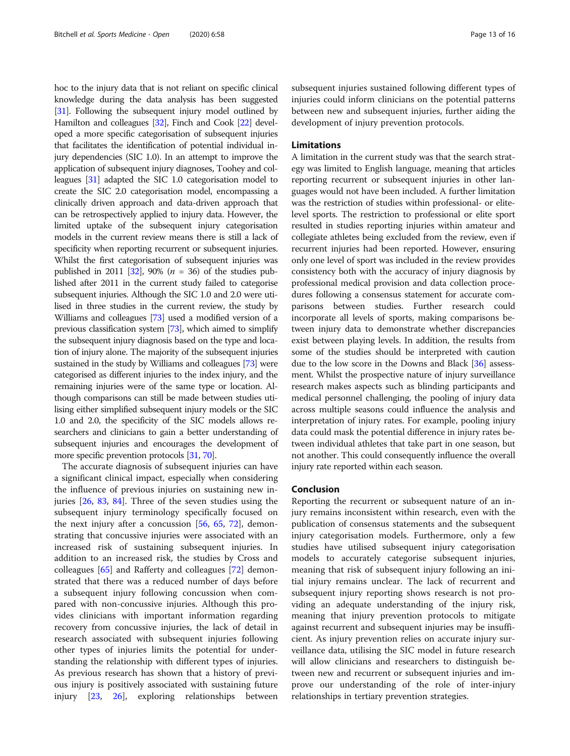hoc to the injury data that is not reliant on specific clinical knowledge during the data analysis has been suggested [31]. Following the subsequent injury model outlined by Hamilton and colleagues [32], Finch and Cook [22] developed a more specific categorisation of subsequent injuries that facilitates the identification of potential individual injury dependencies (SIC 1.0). In an attempt to improve the application of subsequent injury diagnoses, Toohey and colleagues [31] adapted the SIC 1.0 categorisation model to create the SIC 2.0 categorisation model, encompassing a clinically driven approach and data-driven approach that can be retrospectively applied to injury data. However, the limited uptake of the subsequent injury categorisation models in the current review means there is still a lack of specificity when reporting recurrent or subsequent injuries. Whilst the first categorisation of subsequent injuries was published in 2011 [32], 90% ($n$ = 36) of the studies published after 2011 in the current study failed to categorise subsequent injuries. Although the SIC 1.0 and 2.0 were utilised in three studies in the current review, the study by Williams and colleagues [73] used a modified version of a previous classification system [73], which aimed to simplify the subsequent injury diagnosis based on the type and location of injury alone. The majority of the subsequent injuries sustained in the study by Williams and colleagues [73] were categorised as different injuries to the index injury, and the remaining injuries were of the same type or location. Although comparisons can still be made between studies utilising either simplified subsequent injury models or the SIC 1.0 and 2.0, the specificity of the SIC models allows researchers and clinicians to gain a better understanding of subsequent injuries and encourages the development of more specific prevention protocols [31, 70].

The accurate diagnosis of subsequent injuries can have a significant clinical impact, especially when considering the influence of previous injuries on sustaining new injuries [26, 83, 84]. Three of the seven studies using the subsequent injury terminology specifically focused on the next injury after a concussion [56, 65, 72], demonstrating that concussive injuries were associated with an increased risk of sustaining subsequent injuries. In addition to an increased risk, the studies by Cross and colleagues [65] and Rafferty and colleagues [72] demonstrated that there was a reduced number of days before a subsequent injury following concussion when compared with non-concussive injuries. Although this provides clinicians with important information regarding recovery from concussive injuries, the lack of detail in research associated with subsequent injuries following other types of injuries limits the potential for understanding the relationship with different types of injuries. As previous research has shown that a history of previous injury is positively associated with sustaining future injury [23, 26], exploring relationships between subsequent injuries sustained following different types of injuries could inform clinicians on the potential patterns between new and subsequent injuries, further aiding the development of injury prevention protocols.

## Limitations

A limitation in the current study was that the search strategy was limited to English language, meaning that articles reporting recurrent or subsequent injuries in other languages would not have been included. A further limitation was the restriction of studies within professional- or elite-level sports. The restriction to professional or elite sport resulted in studies reporting injuries within amateur and collegiate athletes being excluded from the review, even if recurrent injuries had been reported. However, ensuring only one level of sport was included in the review provides consistency both with the accuracy of injury diagnosis by professional medical provision and data collection procedures following a consensus statement for accurate comparisons between studies. Further research could incorporate all levels of sports, making comparisons between injury data to demonstrate whether discrepancies exist between playing levels. In addition, the results from some of the studies should be interpreted with caution due to the low score in the Downs and Black [36] assessment. Whilst the prospective nature of injury surveillance research makes aspects such as blinding participants and medical personnel challenging, the pooling of injury data across multiple seasons could influence the analysis and interpretation of injury rates. For example, pooling injury data could mask the potential difference in injury rates between individual athletes that take part in one season, but not another. This could consequently influence the overall injury rate reported within each season.

## Conclusion

Reporting the recurrent or subsequent nature of an injury remains inconsistent within research, even with the publication of consensus statements and the subsequent injury categorisation models. Furthermore, only a few studies have utilised subsequent injury categorisation models to accurately categorise subsequent injuries, meaning that risk of subsequent injury following an initial injury remains unclear. The lack of recurrent and subsequent injury reporting shows research is not providing an adequate understanding of the injury risk, meaning that injury prevention protocols to mitigate against recurrent and subsequent injuries may be insufficient. As injury prevention relies on accurate injury surveillance data, utilising the SIC model in future research will allow clinicians and researchers to distinguish between new and recurrent or subsequent injuries and improve our understanding of the role of inter-injury relationships in tertiary prevention strategies.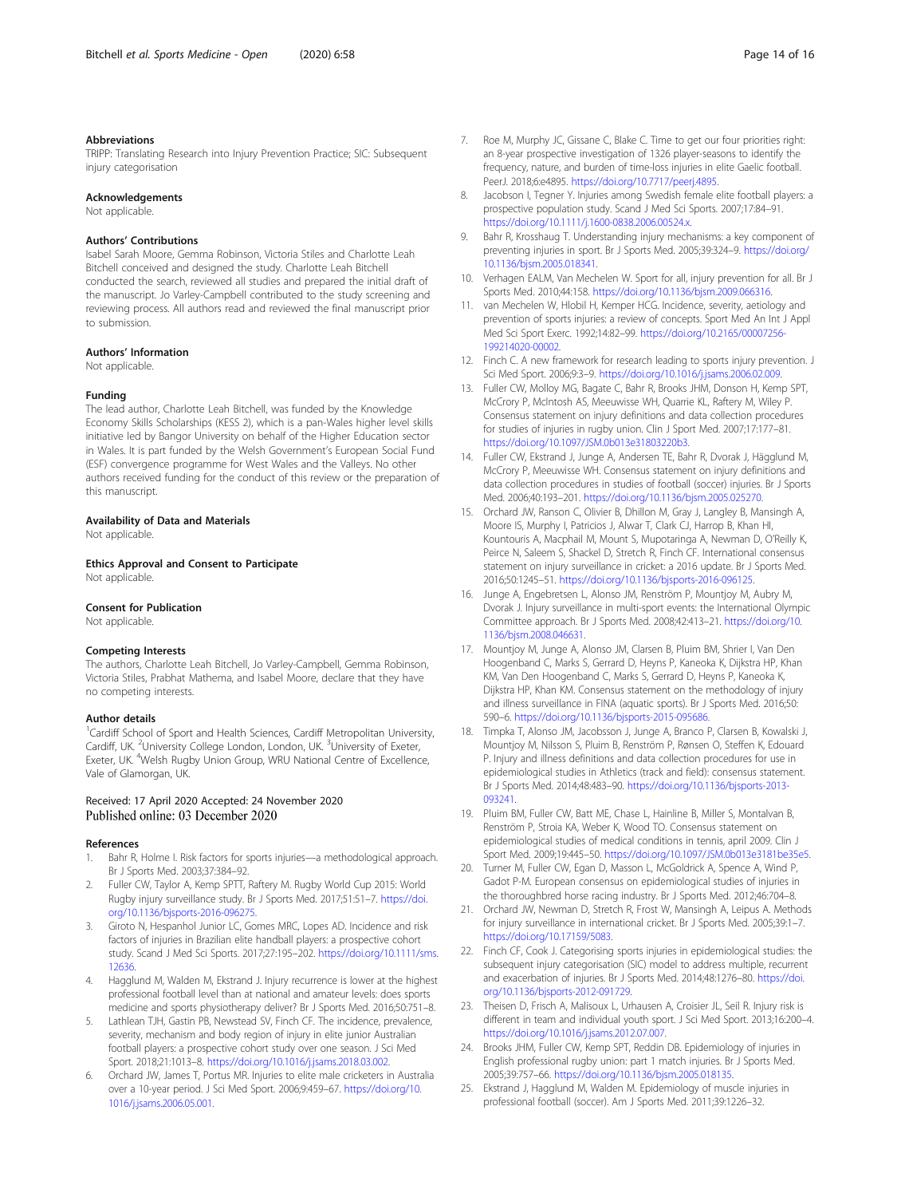### Abbreviations

TRIPP: Translating Research into Injury Prevention Practice; SIC: Subsequent injury categorisation

### Acknowledgements

Not applicable.

### Authors' Contributions

Isabel Sarah Moore, Gemma Robinson, Victoria Stiles and Charlotte Leah Bitchell conceived and designed the study. Charlotte Leah Bitchell conducted the search, reviewed all studies and prepared the initial draft of the manuscript. Jo Varley-Campbell contributed to the study screening and reviewing process. All authors read and reviewed the final manuscript prior to submission.

### Authors' Information

Not applicable.

### Funding

The lead author, Charlotte Leah Bitchell, was funded by the Knowledge Economy Skills Scholarships (KESS 2), which is a pan-Wales higher level skills initiative led by Bangor University on behalf of the Higher Education sector in Wales. It is part funded by the Welsh Government's European Social Fund (ESF) convergence programme for West Wales and the Valleys. No other authors received funding for the conduct of this review or the preparation of this manuscript.

### Availability of Data and Materials

Not applicable.

### Ethics Approval and Consent to Participate

Not applicable.

### Consent for Publication

Not applicable.

### Competing Interests

The authors, Charlotte Leah Bitchell, Jo Varley-Campbell, Gemma Robinson, Victoria Stiles, Prabhat Mathema, and Isabel Moore, declare that they have no competing interests.

### Author details

[1]Cardiff School of Sport and Health Sciences, Cardiff Metropolitan University, Cardiff, UK. [2]University College London, London, UK. [3]University of Exeter, Exeter, UK. [4]Welsh Rugby Union Group, WRU National Centre of Excellence, Vale of Glamorgan, UK.

Received: 17 April 2020 Accepted: 24 November 2020
Published online: 03 December 2020

### References

1. Bahr R, Holme I. Risk factors for sports injuries—a methodological approach. Br J Sports Med. 2003;37:384–92.
2. Fuller CW, Taylor A, Kemp SPTT, Raftery M. Rugby World Cup 2015: World Rugby injury surveillance study. Br J Sports Med. 2017;51:51–7. https://doi.org/10.1136/bjsports-2016-096275.
3. Giroto N, Hespanhol Junior LC, Gomes MRC, Lopes AD. Incidence and risk factors of injuries in Brazilian elite handball players: a prospective cohort study. Scand J Med Sci Sports. 2017;27:195–202. https://doi.org/10.1111/sms.12636.
4. Hagglund M, Walden M, Ekstrand J. Injury recurrence is lower at the highest professional football level than at national and amateur levels: does sports medicine and sports physiotherapy deliver? Br J Sports Med. 2016;50:751–8.
5. Lathlean TJH, Gastin PB, Newstead SV, Finch CF. The incidence, prevalence, severity, mechanism and body region of injury in elite junior Australian football players: a prospective cohort study over one season. J Sci Med Sport. 2018;21:1013–8. https://doi.org/10.1016/j.jsams.2018.03.002.
6. Orchard JW, James T, Portus MR. Injuries to elite male cricketers in Australia over a 10-year period. J Sci Med Sport. 2006;9:459–67. https://doi.org/10.1016/j.jsams.2006.05.001.
7. Roe M, Murphy JC, Gissane C, Blake C. Time to get our four priorities right: an 8-year prospective investigation of 1326 player-seasons to identify the frequency, nature, and burden of time-loss injuries in elite Gaelic football. PeerJ. 2018;6:e4895. https://doi.org/10.7717/peerj.4895.
8. Jacobson I, Tegner Y. Injuries among Swedish female elite football players: a prospective population study. Scand J Med Sci Sports. 2007;17:84–91. https://doi.org/10.1111/j.1600-0838.2006.00524.x.
9. Bahr R, Krosshaug T. Understanding injury mechanisms: a key component of preventing injuries in sport. Br J Sports Med. 2005;39:324–9. https://doi.org/10.1136/bjsm.2005.018341.
10. Verhagen EALM, Van Mechelen W. Sport for all, injury prevention for all. Br J Sports Med. 2010;44:158. https://doi.org/10.1136/bjsm.2009.066316.
11. van Mechelen W, Hlobil H, Kemper HCG. Incidence, severity, aetiology and prevention of sports injuries: a review of concepts. Sport Med An Int J Appl Med Sci Sport Exerc. 1992;14:82–99. https://doi.org/10.2165/00007256-199214020-00002.
12. Finch C. A new framework for research leading to sports injury prevention. J Sci Med Sport. 2006;9:3–9. https://doi.org/10.1016/j.jsams.2006.02.009.
13. Fuller CW, Molloy MG, Bagate C, Bahr R, Brooks JHM, Donson H, Kemp SPT, McCrory P, McIntosh AS, Meeuwisse WH, Quarrie KL, Raftery M, Wiley P. Consensus statement on injury definitions and data collection procedures for studies of injuries in rugby union. Clin J Sport Med. 2007;17:177–81. https://doi.org/10.1097/JSM.0b013e31803220b3.
14. Fuller CW, Ekstrand J, Junge A, Andersen TE, Bahr R, Dvorak J, Hägglund M, McCrory P, Meeuwisse WH. Consensus statement on injury definitions and data collection procedures in studies of football (soccer) injuries. Br J Sports Med. 2006;40:193–201. https://doi.org/10.1136/bjsm.2005.025270.
15. Orchard JW, Ranson C, Olivier B, Dhillon M, Gray J, Langley B, Mansingh A, Moore IS, Murphy I, Patricios J, Alwar T, Clark CJ, Harrop B, Khan HI, Kountouris A, Macphail M, Mount S, Mupotaringa A, Newman D, O'Reilly K, Peirce N, Saleem S, Shackel D, Stretch R, Finch CF. International consensus statement on injury surveillance in cricket: a 2016 update. Br J Sports Med. 2016;50:1245–51. https://doi.org/10.1136/bjsports-2016-096125.
16. Junge A, Engebretsen L, Alonso JM, Renström P, Mountjoy M, Aubry M, Dvorak J. Injury surveillance in multi-sport events: the International Olympic Committee approach. Br J Sports Med. 2008;42:413–21. https://doi.org/10.1136/bjsm.2008.046631.
17. Mountjoy M, Junge A, Alonso JM, Clarsen B, Pluim BM, Shrier I, Van Den Hoogenband C, Marks S, Gerrard D, Heyns P, Kaneoka K, Dijkstra HP, Khan KM, Van Den Hoogenband C, Marks S, Gerrard D, Heyns P, Kaneoka K, Dijkstra HP, Khan KM. Consensus statement on the methodology of injury and illness surveillance in FINA (aquatic sports). Br J Sports Med. 2016;50:590–6. https://doi.org/10.1136/bjsports-2015-095686.
18. Timpka T, Alonso JM, Jacobsson J, Junge A, Branco P, Clarsen B, Kowalski J, Mountjoy M, Nilsson S, Pluim B, Renström P, Rønsen O, Steffen K, Edouard P. Injury and illness definitions and data collection procedures for use in epidemiological studies in Athletics (track and field): consensus statement. Br J Sports Med. 2014;48:483–90. https://doi.org/10.1136/bjsports-2013-093241.
19. Pluim BM, Fuller CW, Batt ME, Chase L, Hainline B, Miller S, Montalvan B, Renström P, Stroia KA, Weber K, Wood TO. Consensus statement on epidemiological studies of medical conditions in tennis, april 2009. Clin J Sport Med. 2009;19:445–50. https://doi.org/10.1097/JSM.0b013e3181be35e5.
20. Turner M, Fuller CW, Egan D, Masson L, McGoldrick A, Spence A, Wind P, Gadot P-M. European consensus on epidemiological studies of injuries in the thoroughbred horse racing industry. Br J Sports Med. 2012;46:704–8.
21. Orchard JW, Newman D, Stretch R, Frost W, Mansingh A, Leipus A. Methods for injury surveillance in international cricket. Br J Sports Med. 2005;39:1–7. https://doi.org/10.17159/5083.
22. Finch CF, Cook J. Categorising sports injuries in epidemiological studies: the subsequent injury categorisation (SIC) model to address multiple, recurrent and exacerbation of injuries. Br J Sports Med. 2014;48:1276–80. https://doi.org/10.1136/bjsports-2012-091729.
23. Theisen D, Frisch A, Malisoux L, Urhausen A, Croisier JL, Seil R. Injury risk is different in team and individual youth sport. J Sci Med Sport. 2013;16:200–4. https://doi.org/10.1016/j.jsams.2012.07.007.
24. Brooks JHM, Fuller CW, Kemp SPT, Reddin DB. Epidemiology of injuries in English professional rugby union: part 1 match injuries. Br J Sports Med. 2005;39:757–66. https://doi.org/10.1136/bjsm.2005.018135.
25. Ekstrand J, Hagglund M, Walden M. Epidemiology of muscle injuries in professional football (soccer). Am J Sports Med. 2011;39:1226–32.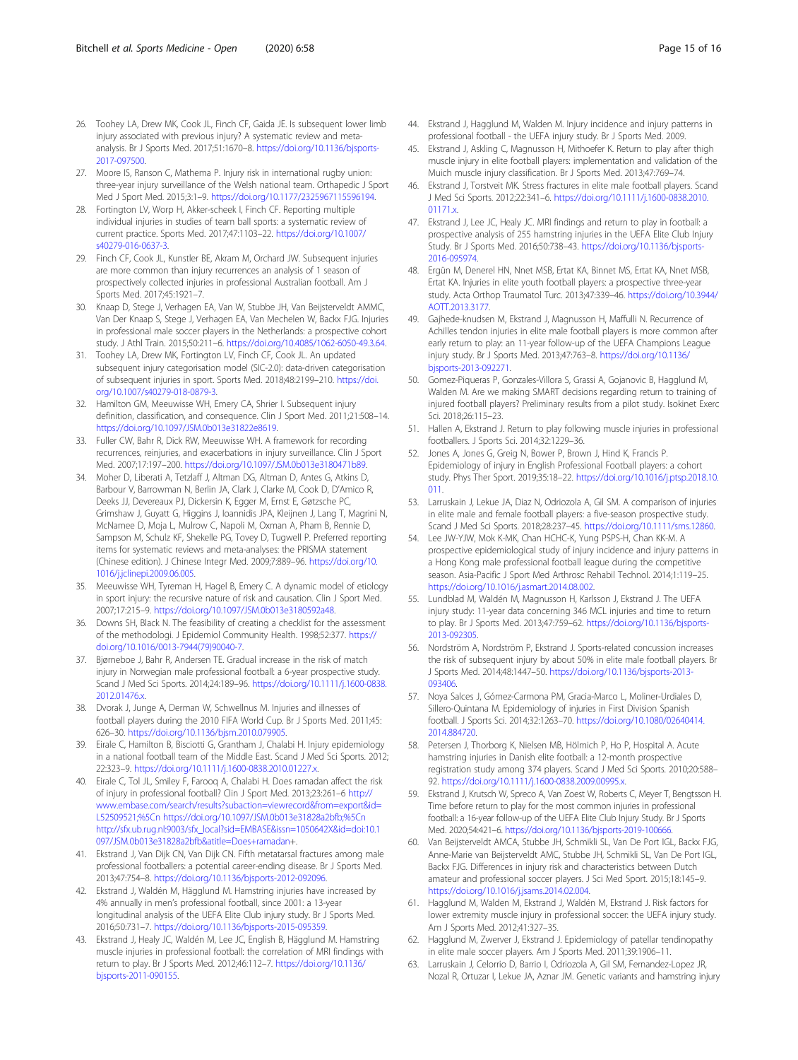26. Toohey LA, Drew MK, Cook JL, Finch CF, Gaida JE. Is subsequent lower limb injury associated with previous injury? A systematic review and meta-analysis. Br J Sports Med. 2017;51:1670–8. https://doi.org/10.1136/bjsports-2017-097500.
27. Moore IS, Ranson C, Mathema P. Injury risk in international rugby union: three-year injury surveillance of the Welsh national team. Orthapedic J Sport Med J Sport Med. 2015;3:1–9. https://doi.org/10.1177/2325967115596194.
28. Fortington LV, Worp H, Akker-scheek I, Finch CF. Reporting multiple individual injuries in studies of team ball sports: a systematic review of current practice. Sports Med. 2017;47:1103–22. https://doi.org/10.1007/s40279-016-0637-3.
29. Finch CF, Cook JL, Kunstler BE, Akram M, Orchard JW. Subsequent injuries are more common than injury recurrences an analysis of 1 season of prospectively collected injuries in professional Australian football. Am J Sports Med. 2017;45:1921–7.
30. Knaap D, Stege J, Verhagen EA, Van W, Stubbe JH, Van Beijsterveldt AMMC, Van Der Knaap S, Stege J, Verhagen EA, Van Mechelen W, Backx FJG. Injuries in professional male soccer players in the Netherlands: a prospective cohort study. J Athl Train. 2015;50:211–6. https://doi.org/10.4085/1062-6050-49.3.64.
31. Toohey LA, Drew MK, Fortington LV, Finch CF, Cook JL. An updated subsequent injury categorisation model (SIC-2.0): data-driven categorisation of subsequent injuries in sport. Sports Med. 2018;48:2199–210. https://doi.org/10.1007/s40279-018-0879-3.
32. Hamilton GM, Meeuwisse WH, Emery CA, Shrier I. Subsequent injury definition, classification, and consequence. Clin J Sport Med. 2011;21:508–14. https://doi.org/10.1097/JSM.0b013e31822e8619.
33. Fuller CW, Bahr R, Dick RW, Meeuwisse WH. A framework for recording recurrences, reinjuries, and exacerbations in injury surveillance. Clin J Sport Med. 2007;17:197–200. https://doi.org/10.1097/JSM.0b013e3180471b89.
34. Moher D, Liberati A, Tetzlaff J, Altman DG, Altman D, Antes G, Atkins D, Barbour V, Barrowman N, Berlin JA, Clark J, Clarke M, Cook D, D'Amico R, Deeks JJ, Devereaux PJ, Dickersin K, Egger M, Ernst E, Gøtzsche PC, Grimshaw J, Guyatt G, Higgins J, Ioannidis JPA, Kleijnen J, Lang T, Magrini N, McNamee D, Moja L, Mulrow C, Napoli M, Oxman A, Pham B, Rennie D, Sampson M, Schulz KF, Shekelle PG, Tovey D, Tugwell P. Preferred reporting items for systematic reviews and meta-analyses: the PRISMA statement (Chinese edition). J Chinese Integr Med. 2009;7:889–96. https://doi.org/10.1016/j.jclinepi.2009.06.005.
35. Meeuwisse WH, Tyreman H, Hagel B, Emery C. A dynamic model of etiology in sport injury: the recursive nature of risk and causation. Clin J Sport Med. 2007;17:215–9. https://doi.org/10.1097/JSM.0b013e3180592a48.
36. Downs SH, Black N. The feasibility of creating a checklist for the assessment of the methodologi. J Epidemiol Community Health. 1998;52:377. https://doi.org/10.1016/0013-7944(79)90040-7.
37. Bjørneboe J, Bahr R, Andersen TE. Gradual increase in the risk of match injury in Norwegian male professional football: a 6-year prospective study. Scand J Med Sci Sports. 2014;24:189–96. https://doi.org/10.1111/j.1600-0838.2012.01476.x.
38. Dvorak J, Junge A, Derman W, Schwellnus M. Injuries and illnesses of football players during the 2010 FIFA World Cup. Br J Sports Med. 2011;45:626–30. https://doi.org/10.1136/bjsm.2010.079905.
39. Eirale C, Hamilton B, Bisciotti G, Grantham J, Chalabi H. Injury epidemiology in a national football team of the Middle East. Scand J Med Sci Sports. 2012;22:323–9. https://doi.org/10.1111/j.1600-0838.2010.01227.x.
40. Eirale C, Tol JL, Smiley F, Farooq A, Chalabi H. Does ramadan affect the risk of injury in professional football? Clin J Sport Med. 2013;23:261–6 http://www.embase.com/search/results?subaction=viewrecord&from=export&id=L52509521;%5Cn https://doi.org/10.1097/JSM.0b013e31828a2bfb;%5Cn http://sfx.ub.rug.nl:9003/sfx_local?sid=EMBASE&issn=1050642X&id=doi:10.1097/JSM.0b013e31828a2bfb&atitle=Does+ramadan+.
41. Ekstrand J, Van Dijk CN, Van Dijk CN. Fifth metatarsal fractures among male professional footballers: a potential career-ending disease. Br J Sports Med. 2013;47:754–8. https://doi.org/10.1136/bjsports-2012-092096.
42. Ekstrand J, Waldén M, Hägglund M. Hamstring injuries have increased by 4% annually in men's professional football, since 2001: a 13-year longitudinal analysis of the UEFA Elite Club injury study. Br J Sports Med. 2016;50:731–7. https://doi.org/10.1136/bjsports-2015-095359.
43. Ekstrand J, Healy JC, Waldén M, Lee JC, English B, Hägglund M. Hamstring muscle injuries in professional football: the correlation of MRI findings with return to play. Br J Sports Med. 2012;46:112–7. https://doi.org/10.1136/bjsports-2011-090155.
44. Ekstrand J, Hagglund M, Walden M. Injury incidence and injury patterns in professional football - the UEFA injury study. Br J Sports Med. 2009.
45. Ekstrand J, Askling C, Magnusson H, Mithoefer K. Return to play after thigh muscle injury in elite football players: implementation and validation of the Muich muscle injury classification. Br J Sports Med. 2013;47:769–74.
46. Ekstrand J, Torstveit MK. Stress fractures in elite male football players. Scand J Med Sci Sports. 2012;22:341–6. https://doi.org/10.1111/j.1600-0838.2010.01171.x.
47. Ekstrand J, Lee JC, Healy JC. MRI findings and return to play in football: a prospective analysis of 255 hamstring injuries in the UEFA Elite Club Injury Study. Br J Sports Med. 2016;50:738–43. https://doi.org/10.1136/bjsports-2016-095974.
48. Ergün M, Denerel HN, Nnet MSB, Ertat KA, Binnet MS, Ertat KA, Nnet MSB, Ertat KA. Injuries in elite youth football players: a prospective three-year study. Acta Orthop Traumatol Turc. 2013;47:339–46. https://doi.org/10.3944/AOTT.2013.3177.
49. Gajhede-knudsen M, Ekstrand J, Magnusson H, Maffulli N. Recurrence of Achilles tendon injuries in elite male football players is more common after early return to play: an 11-year follow-up of the UEFA Champions League injury study. Br J Sports Med. 2013;47:763–8. https://doi.org/10.1136/bjsports-2013-092271.
50. Gomez-Piqueras P, Gonzales-Villora S, Grassi A, Gojanovic B, Hagglund M, Walden M. Are we making SMART decisions regarding return to training of injured football players? Preliminary results from a pilot study. Isokinet Exerc Sci. 2018;26:115–23.
51. Hallen A, Ekstrand J. Return to play following muscle injuries in professional footballers. J Sports Sci. 2014;32:1229–36.
52. Jones A, Jones G, Greig N, Bower P, Brown J, Hind K, Francis P. Epidemiology of injury in English Professional Football players: a cohort study. Phys Ther Sport. 2019;35:18–22. https://doi.org/10.1016/j.ptsp.2018.10.011.
53. Larruskain J, Lekue JA, Diaz N, Odriozola A, Gil SM. A comparison of injuries in elite male and female football players: a five-season prospective study. Scand J Med Sci Sports. 2018;28:237–45. https://doi.org/10.1111/sms.12860.
54. Lee JW-YJW, Mok K-MK, Chan HCHC-K, Yung PSPS-H, Chan KK-M. A prospective epidemiological study of injury incidence and injury patterns in a Hong Kong male professional football league during the competitive season. Asia-Pacific J Sport Med Arthrosc Rehabil Technol. 2014;1:119–25. https://doi.org/10.1016/j.asmart.2014.08.002.
55. Lundblad M, Waldén M, Magnusson H, Karlsson J, Ekstrand J. The UEFA injury study: 11-year data concerning 346 MCL injuries and time to return to play. Br J Sports Med. 2013;47:759–62. https://doi.org/10.1136/bjsports-2013-092305.
56. Nordström A, Nordström P, Ekstrand J. Sports-related concussion increases the risk of subsequent injury by about 50% in elite male football players. Br J Sports Med. 2014;48:1447–50. https://doi.org/10.1136/bjsports-2013-093406.
57. Noya Salces J, Gómez-Carmona PM, Gracia-Marco L, Moliner-Urdiales D, Sillero-Quintana M. Epidemiology of injuries in First Division Spanish football. J Sports Sci. 2014;32:1263–70. https://doi.org/10.1080/02640414.2014.884720.
58. Petersen J, Thorborg K, Nielsen MB, Hölmich P, Ho P, Hospital A. Acute hamstring injuries in Danish elite football: a 12-month prospective registration study among 374 players. Scand J Med Sci Sports. 2010;20:588–92. https://doi.org/10.1111/j.1600-0838.2009.00995.x.
59. Ekstrand J, Krutsch W, Spreco A, Van Zoest W, Roberts C, Meyer T, Bengtsson H. Time before return to play for the most common injuries in professional football: a 16-year follow-up of the UEFA Elite Club Injury Study. Br J Sports Med. 2020;54:421–6. https://doi.org/10.1136/bjsports-2019-100666.
60. Van Beijsterveldt AMCA, Stubbe JH, Schmikli SL, Van De Port IGL, Backx FJG, Anne-Marie van Beijsterveldt AMC, Stubbe JH, Schmikli SL, Van De Port IGL, Backx FJG. Differences in injury risk and characteristics between Dutch amateur and professional soccer players. J Sci Med Sport. 2015;18:145–9. https://doi.org/10.1016/j.jsams.2014.02.004.
61. Hagglund M, Walden M, Ekstrand J, Waldén M, Ekstrand J. Risk factors for lower extremity muscle injury in professional soccer: the UEFA injury study. Am J Sports Med. 2012;41:327–35.
62. Hagglund M, Zwerver J, Ekstrand J. Epidemiology of patellar tendinopathy in elite male soccer players. Am J Sports Med. 2011;39:1906–11.
63. Larruskain J, Celorrio D, Barrio I, Odriozola A, Gil SM, Fernandez-Lopez JR, Nozal R, Ortuzar I, Lekue JA, Aznar JM. Genetic variants and hamstring injury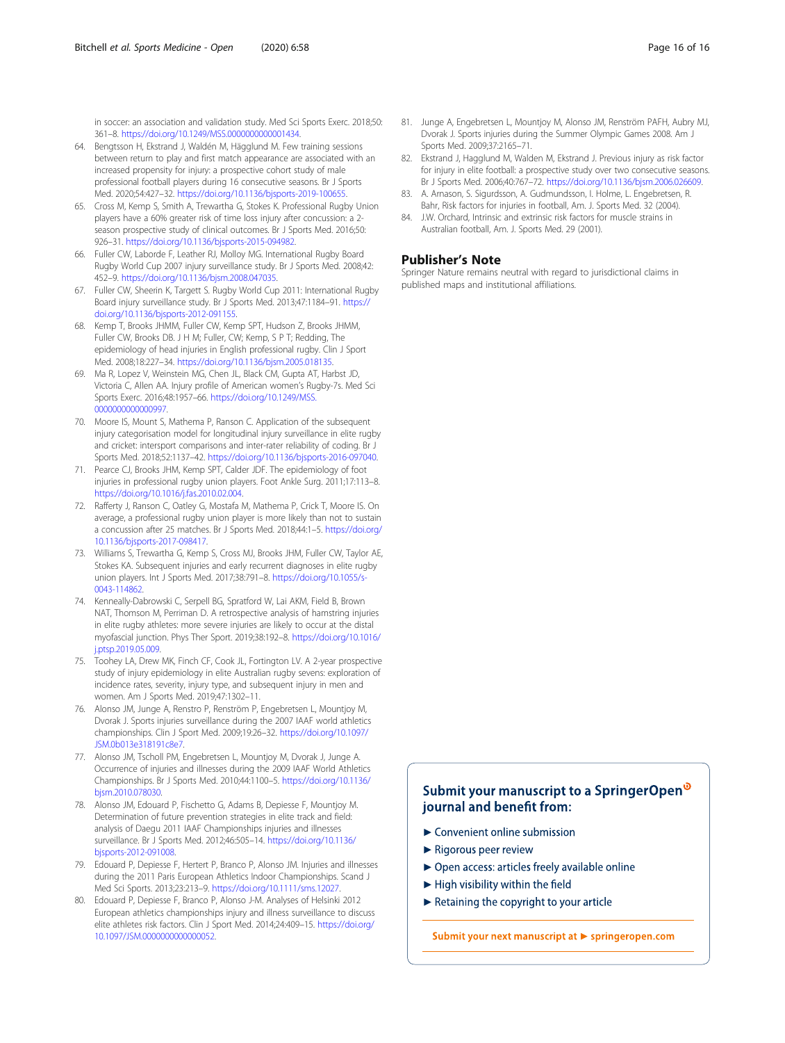in soccer: an association and validation study. Med Sci Sports Exerc. 2018;50: 361–8. https://doi.org/10.1249/MSS.0000000000001434.

64. Bengtsson H, Ekstrand J, Waldén M, Hägglund M. Few training sessions between return to play and first match appearance are associated with an increased propensity for injury: a prospective cohort study of male professional football players during 16 consecutive seasons. Br J Sports Med. 2020;54:427–32. https://doi.org/10.1136/bjsports-2019-100655.
65. Cross M, Kemp S, Smith A, Trewartha G, Stokes K. Professional Rugby Union players have a 60% greater risk of time loss injury after concussion: a 2-season prospective study of clinical outcomes. Br J Sports Med. 2016;50: 926–31. https://doi.org/10.1136/bjsports-2015-094982.
66. Fuller CW, Laborde F, Leather RJ, Molloy MG. International Rugby Board Rugby World Cup 2007 injury surveillance study. Br J Sports Med. 2008;42: 452–9. https://doi.org/10.1136/bjsm.2008.047035.
67. Fuller CW, Sheerin K, Targett S. Rugby World Cup 2011: International Rugby Board injury surveillance study. Br J Sports Med. 2013;47:1184–91. https://doi.org/10.1136/bjsports-2012-091155.
68. Kemp T, Brooks JHMM, Fuller CW, Kemp SPT, Hudson Z, Brooks JHMM, Fuller CW, Brooks DB. J H M; Fuller, CW; Kemp, S P T; Redding, The epidemiology of head injuries in English professional rugby. Clin J Sport Med. 2008;18:227–34. https://doi.org/10.1136/bjsm.2005.018135.
69. Ma R, Lopez V, Weinstein MG, Chen JL, Black CM, Gupta AT, Harbst JD, Victoria C, Allen AA. Injury profile of American women's Rugby-7s. Med Sci Sports Exerc. 2016;48:1957–66. https://doi.org/10.1249/MSS.0000000000000997.
70. Moore IS, Mount S, Mathema P, Ranson C. Application of the subsequent injury categorisation model for longitudinal injury surveillance in elite rugby and cricket: intersport comparisons and inter-rater reliability of coding. Br J Sports Med. 2018;52:1137–42. https://doi.org/10.1136/bjsports-2016-097040.
71. Pearce CJ, Brooks JHM, Kemp SPT, Calder JDF. The epidemiology of foot injuries in professional rugby union players. Foot Ankle Surg. 2011;17:113–8. https://doi.org/10.1016/j.fas.2010.02.004.
72. Rafferty J, Ranson C, Oatley G, Mostafa M, Mathema P, Crick T, Moore IS. On average, a professional rugby union player is more likely than not to sustain a concussion after 25 matches. Br J Sports Med. 2018;44:1–5. https://doi.org/10.1136/bjsports-2017-098417.
73. Williams S, Trewartha G, Kemp S, Cross MJ, Brooks JHM, Fuller CW, Taylor AE, Stokes KA. Subsequent injuries and early recurrent diagnoses in elite rugby union players. Int J Sports Med. 2017;38:791–8. https://doi.org/10.1055/s-0043-114862.
74. Kenneally-Dabrowski C, Serpell BG, Spratford W, Lai AKM, Field B, Brown NAT, Thomson M, Perriman D. A retrospective analysis of hamstring injuries in elite rugby athletes: more severe injuries are likely to occur at the distal myofascial junction. Phys Ther Sport. 2019;38:192–8. https://doi.org/10.1016/j.ptsp.2019.05.009.
75. Toohey LA, Drew MK, Finch CF, Cook JL, Fortington LV. A 2-year prospective study of injury epidemiology in elite Australian rugby sevens: exploration of incidence rates, severity, injury type, and subsequent injury in men and women. Am J Sports Med. 2019;47:1302–11.
76. Alonso JM, Junge A, Renstro P, Renström P, Engebretsen L, Mountjoy M, Dvorak J. Sports injuries surveillance during the 2007 IAAF world athletics championships. Clin J Sport Med. 2009;19:26–32. https://doi.org/10.1097/JSM.0b013e318191c8e7.
77. Alonso JM, Tscholl PM, Engebretsen L, Mountjoy M, Dvorak J, Junge A. Occurrence of injuries and illnesses during the 2009 IAAF World Athletics Championships. Br J Sports Med. 2010;44:1100–5. https://doi.org/10.1136/bjsm.2010.078030.
78. Alonso JM, Edouard P, Fischetto G, Adams B, Depiesse F, Mountjoy M. Determination of future prevention strategies in elite track and field: analysis of Daegu 2011 IAAF Championships injuries and illnesses surveillance. Br J Sports Med. 2012;46:505–14. https://doi.org/10.1136/bjsports-2012-091008.
79. Edouard P, Depiesse F, Hertert P, Branco P, Alonso JM. Injuries and illnesses during the 2011 Paris European Athletics Indoor Championships. Scand J Med Sci Sports. 2013;23:213–9. https://doi.org/10.1111/sms.12027.
80. Edouard P, Depiesse F, Branco P, Alonso J-M. Analyses of Helsinki 2012 European athletics championships injury and illness surveillance to discuss elite athletes risk factors. Clin J Sport Med. 2014;24:409–15. https://doi.org/10.1097/JSM.0000000000000052.
81. Junge A, Engebretsen L, Mountjoy M, Alonso JM, Renström PAFH, Aubry MJ, Dvorak J. Sports injuries during the Summer Olympic Games 2008. Am J Sports Med. 2009;37:2165–71.
82. Ekstrand J, Hagglund M, Walden M, Ekstrand J. Previous injury as risk factor for injury in elite football: a prospective study over two consecutive seasons. Br J Sports Med. 2006;40:767–72. https://doi.org/10.1136/bjsm.2006.026609.
83. A. Arnason, S. Sigurdsson, A. Gudmundsson, I. Holme, L. Engebretsen, R. Bahr, Risk factors for injuries in football, Am. J. Sports Med. 32 (2004).
84. J.W. Orchard, Intrinsic and extrinsic risk factors for muscle strains in Australian football, Am. J. Sports Med. 29 (2001).

## Publisher's Note

Springer Nature remains neutral with regard to jurisdictional claims in published maps and institutional affiliations.

**Submit your manuscript to a SpringerOpen journal and benefit from:**

- ► Convenient online submission
- ► Rigorous peer review
- ► Open access: articles freely available online
- ► High visibility within the field
- ► Retaining the copyright to your article

**Submit your next manuscript at ► springeropen.com**